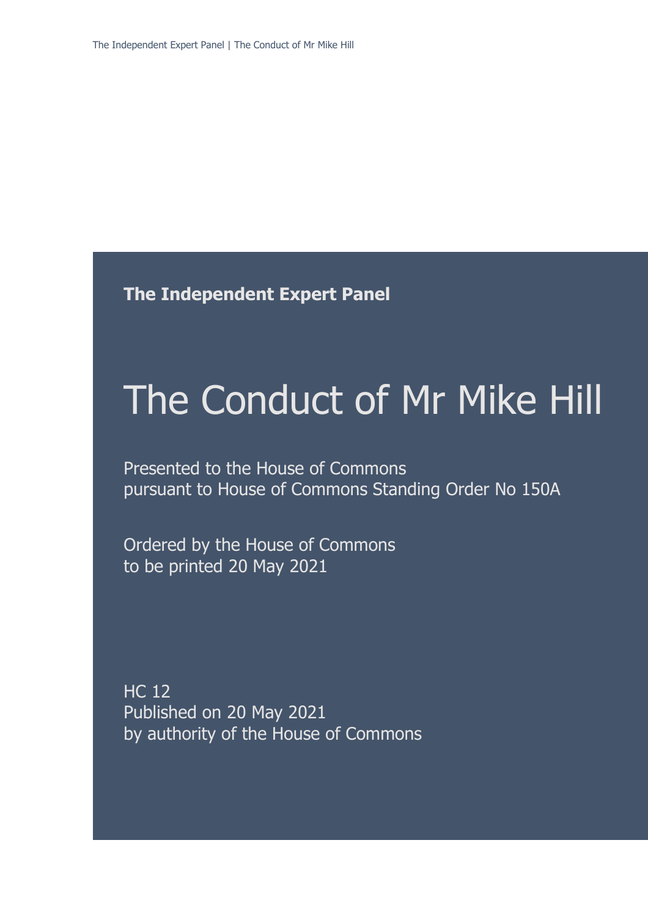**The Independent Expert Panel**

# The Conduct of Mr Mike Hill

Presented to the House of Commons
pursuant to House of Commons Standing Order No 150A

Ordered by the House of Commons
to be printed 20 May 2021

HC 12
Published on 20 May 2021
by authority of the House of Commons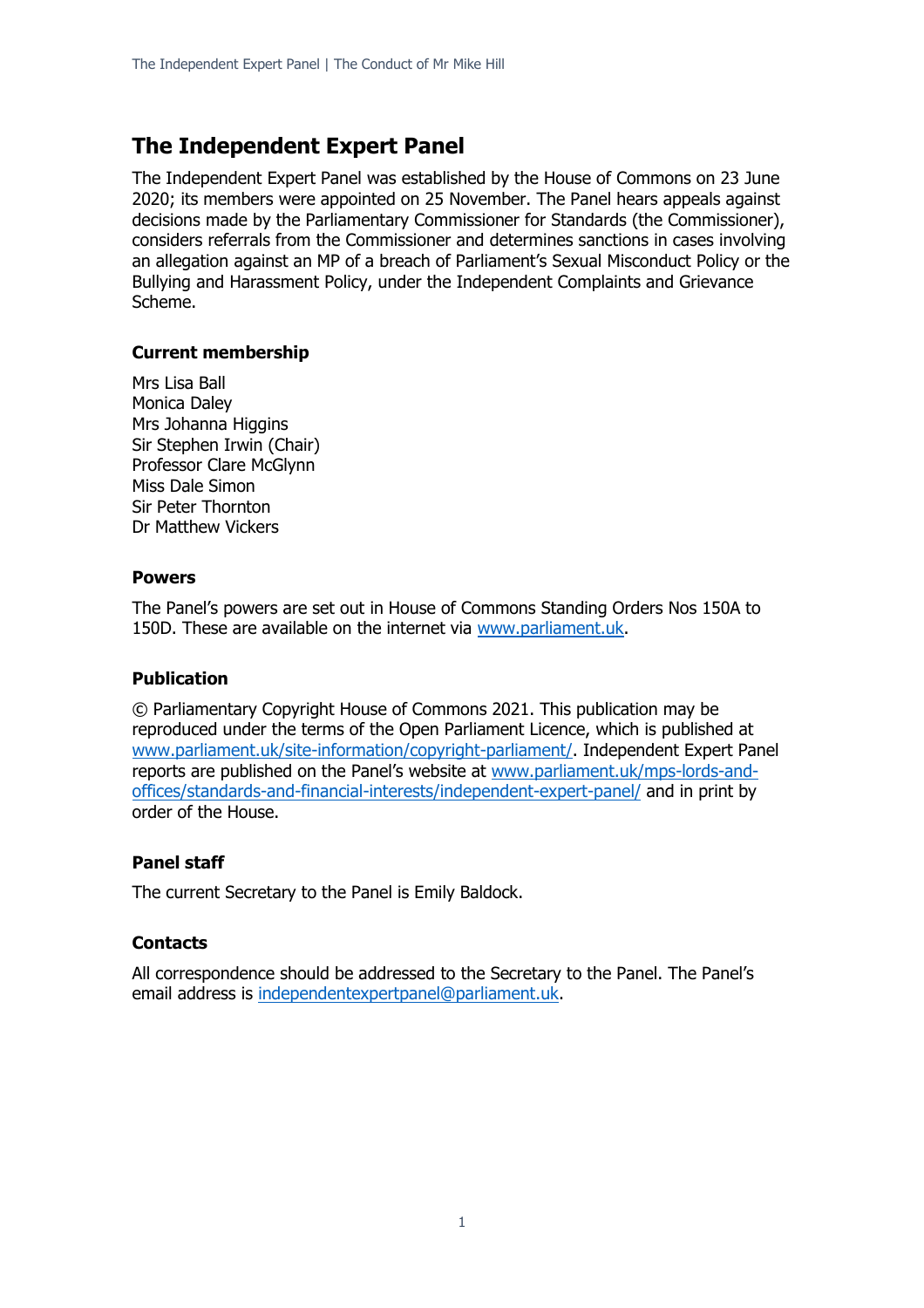# The Independent Expert Panel

The Independent Expert Panel was established by the House of Commons on 23 June 2020; its members were appointed on 25 November. The Panel hears appeals against decisions made by the Parliamentary Commissioner for Standards (the Commissioner), considers referrals from the Commissioner and determines sanctions in cases involving an allegation against an MP of a breach of Parliament's Sexual Misconduct Policy or the Bullying and Harassment Policy, under the Independent Complaints and Grievance Scheme.

### Current membership

Mrs Lisa Ball
Monica Daley
Mrs Johanna Higgins
Sir Stephen Irwin (Chair)
Professor Clare McGlynn
Miss Dale Simon
Sir Peter Thornton
Dr Matthew Vickers

### Powers

The Panel's powers are set out in House of Commons Standing Orders Nos 150A to 150D. These are available on the internet via [www.parliament.uk](http://www.parliament.uk).

### Publication

© Parliamentary Copyright House of Commons 2021. This publication may be reproduced under the terms of the Open Parliament Licence, which is published at [www.parliament.uk/site-information/copyright-parliament/](http://www.parliament.uk/site-information/copyright-parliament/). Independent Expert Panel reports are published on the Panel's website at [www.parliament.uk/mps-lords-and-offices/standards-and-financial-interests/independent-expert-panel/](http://www.parliament.uk/mps-lords-and-offices/standards-and-financial-interests/independent-expert-panel/) and in print by order of the House.

### Panel staff

The current Secretary to the Panel is Emily Baldock.

### Contacts

All correspondence should be addressed to the Secretary to the Panel. The Panel's email address is [independentexpertpanel@parliament.uk](mailto:independentexpertpanel@parliament.uk).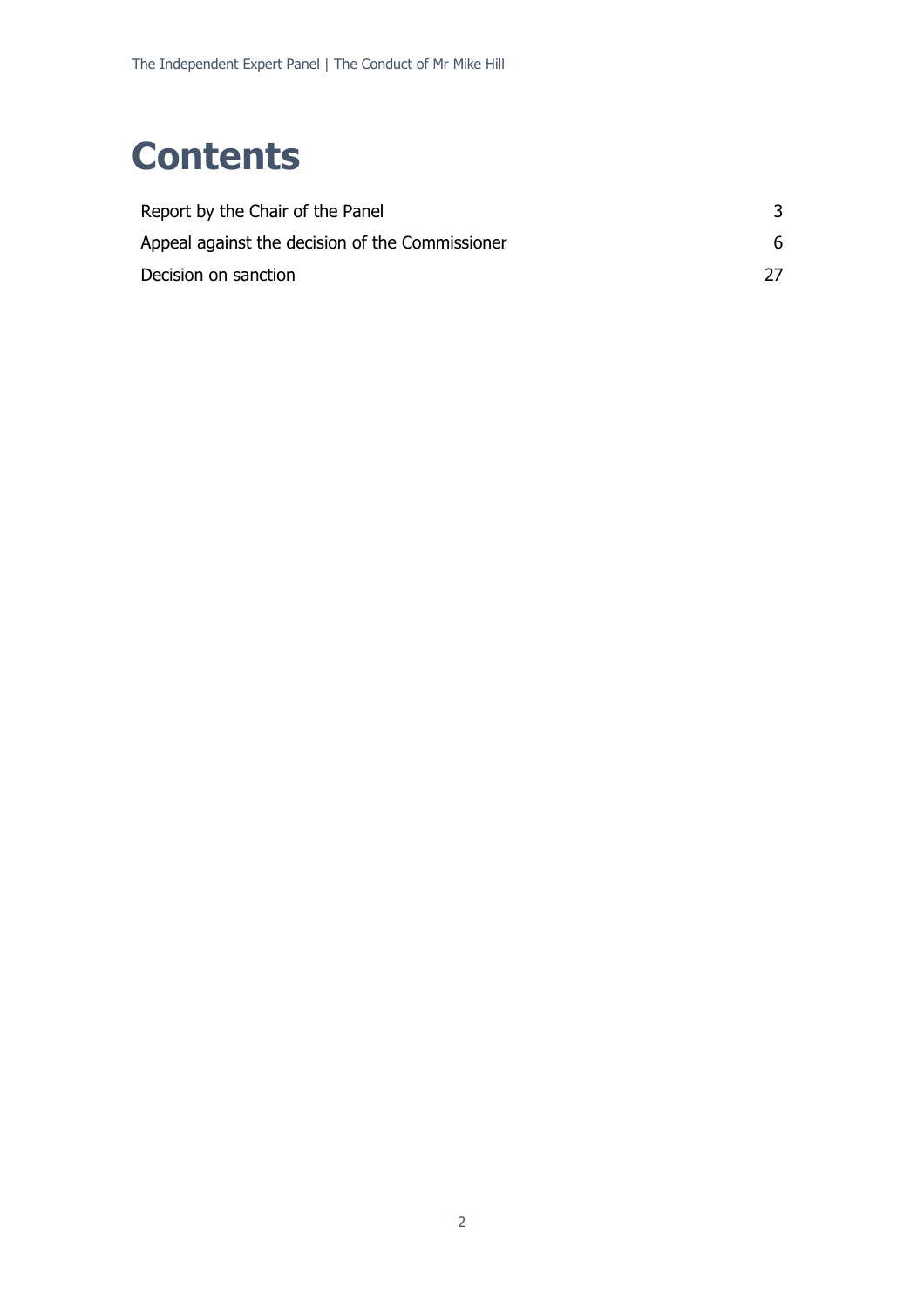# Contents

| | |
|---|---|
| Report by the Chair of the Panel | 3 |
| Appeal against the decision of the Commissioner | 6 |
| Decision on sanction | 27 |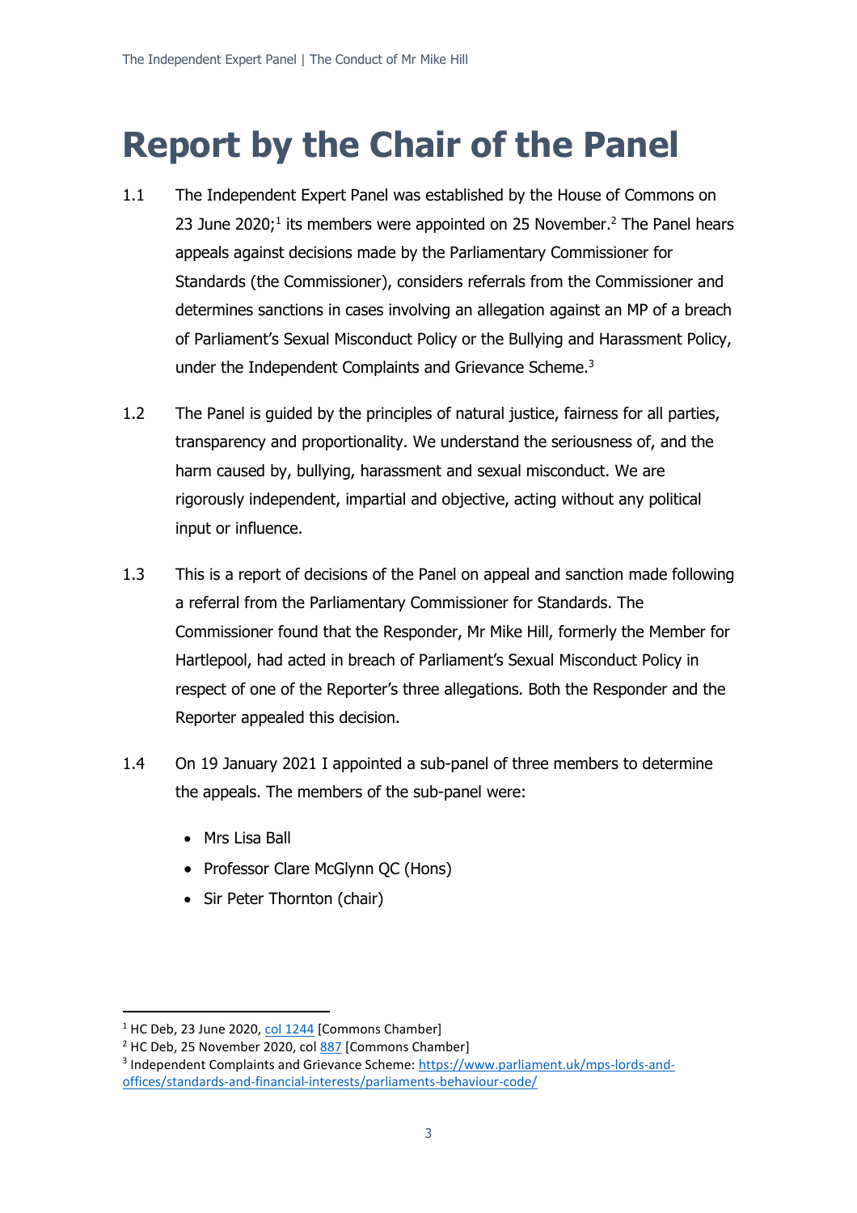# Report by the Chair of the Panel

1.1 The Independent Expert Panel was established by the House of Commons on 23 June 2020;[1] its members were appointed on 25 November.[2] The Panel hears appeals against decisions made by the Parliamentary Commissioner for Standards (the Commissioner), considers referrals from the Commissioner and determines sanctions in cases involving an allegation against an MP of a breach of Parliament's Sexual Misconduct Policy or the Bullying and Harassment Policy, under the Independent Complaints and Grievance Scheme.[3]

1.2 The Panel is guided by the principles of natural justice, fairness for all parties, transparency and proportionality. We understand the seriousness of, and the harm caused by, bullying, harassment and sexual misconduct. We are rigorously independent, impartial and objective, acting without any political input or influence.

1.3 This is a report of decisions of the Panel on appeal and sanction made following a referral from the Parliamentary Commissioner for Standards. The Commissioner found that the Responder, Mr Mike Hill, formerly the Member for Hartlepool, had acted in breach of Parliament's Sexual Misconduct Policy in respect of one of the Reporter's three allegations. Both the Responder and the Reporter appealed this decision.

1.4 On 19 January 2021 I appointed a sub-panel of three members to determine the appeals. The members of the sub-panel were:

- Mrs Lisa Ball
- Professor Clare McGlynn QC (Hons)
- Sir Peter Thornton (chair)

---

[1] HC Deb, 23 June 2020, col 1244 [Commons Chamber]

[2] HC Deb, 25 November 2020, col 887 [Commons Chamber]

[3] Independent Complaints and Grievance Scheme: https://www.parliament.uk/mps-lords-and-offices/standards-and-financial-interests/parliaments-behaviour-code/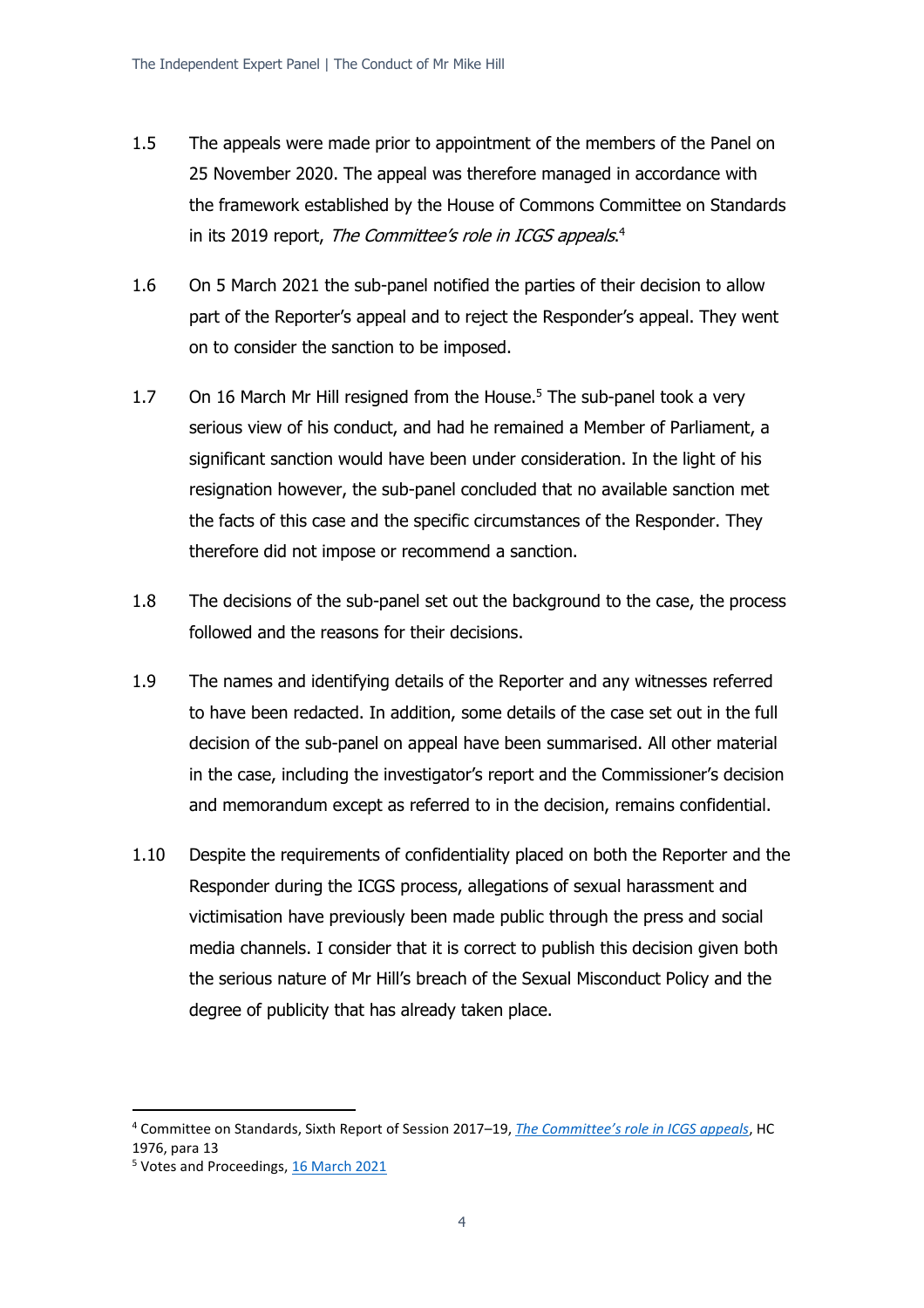1.5 The appeals were made prior to appointment of the members of the Panel on 25 November 2020. The appeal was therefore managed in accordance with the framework established by the House of Commons Committee on Standards in its 2019 report, *The Committee's role in ICGS appeals*.[4]

1.6 On 5 March 2021 the sub-panel notified the parties of their decision to allow part of the Reporter's appeal and to reject the Responder's appeal. They went on to consider the sanction to be imposed.

1.7 On 16 March Mr Hill resigned from the House.[5] The sub-panel took a very serious view of his conduct, and had he remained a Member of Parliament, a significant sanction would have been under consideration. In the light of his resignation however, the sub-panel concluded that no available sanction met the facts of this case and the specific circumstances of the Responder. They therefore did not impose or recommend a sanction.

1.8 The decisions of the sub-panel set out the background to the case, the process followed and the reasons for their decisions.

1.9 The names and identifying details of the Reporter and any witnesses referred to have been redacted. In addition, some details of the case set out in the full decision of the sub-panel on appeal have been summarised. All other material in the case, including the investigator's report and the Commissioner's decision and memorandum except as referred to in the decision, remains confidential.

1.10 Despite the requirements of confidentiality placed on both the Reporter and the Responder during the ICGS process, allegations of sexual harassment and victimisation have previously been made public through the press and social media channels. I consider that it is correct to publish this decision given both the serious nature of Mr Hill's breach of the Sexual Misconduct Policy and the degree of publicity that has already taken place.

---

[4] Committee on Standards, Sixth Report of Session 2017–19, *The Committee's role in ICGS appeals*, HC 1976, para 13

[5] Votes and Proceedings, 16 March 2021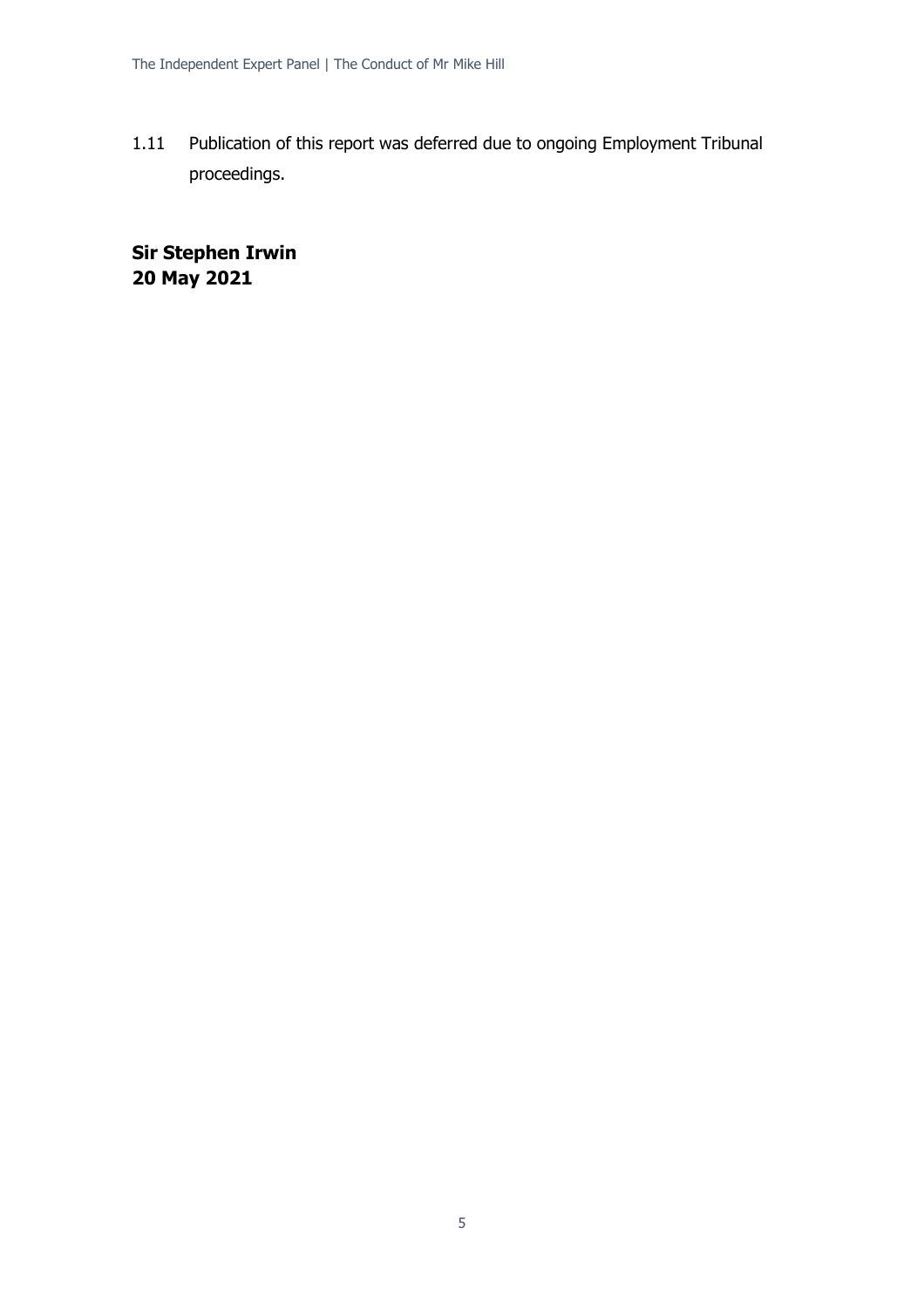1.11 Publication of this report was deferred due to ongoing Employment Tribunal proceedings.

**Sir Stephen Irwin**
**20 May 2021**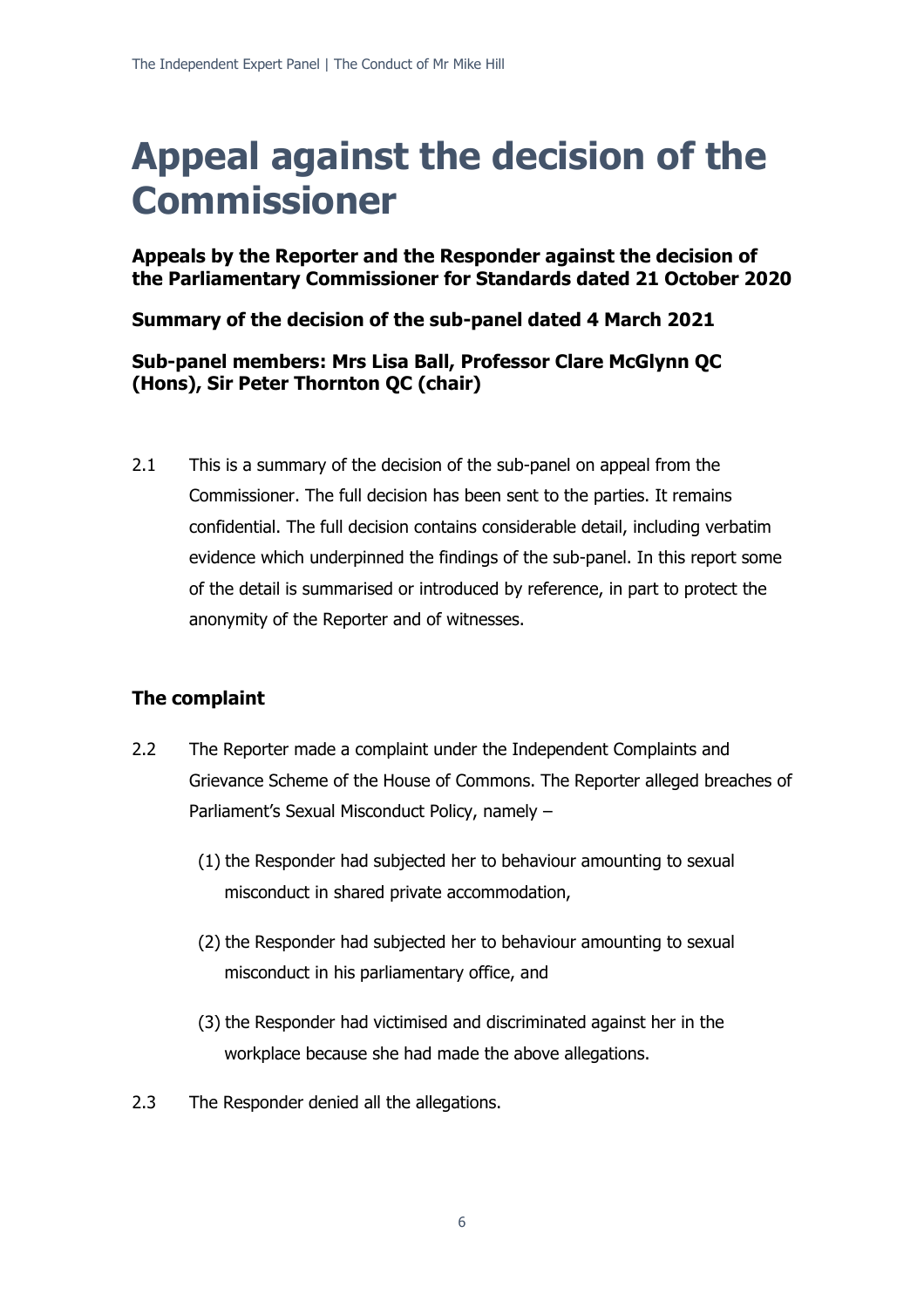# Appeal against the decision of the Commissioner

**Appeals by the Reporter and the Responder against the decision of the Parliamentary Commissioner for Standards dated 21 October 2020**

**Summary of the decision of the sub-panel dated 4 March 2021**

**Sub-panel members: Mrs Lisa Ball, Professor Clare McGlynn QC (Hons), Sir Peter Thornton QC (chair)**

2.1 This is a summary of the decision of the sub-panel on appeal from the Commissioner. The full decision has been sent to the parties. It remains confidential. The full decision contains considerable detail, including verbatim evidence which underpinned the findings of the sub-panel. In this report some of the detail is summarised or introduced by reference, in part to protect the anonymity of the Reporter and of witnesses.

## The complaint

2.2 The Reporter made a complaint under the Independent Complaints and Grievance Scheme of the House of Commons. The Reporter alleged breaches of Parliament's Sexual Misconduct Policy, namely –

(1) the Responder had subjected her to behaviour amounting to sexual misconduct in shared private accommodation,

(2) the Responder had subjected her to behaviour amounting to sexual misconduct in his parliamentary office, and

(3) the Responder had victimised and discriminated against her in the workplace because she had made the above allegations.

2.3 The Responder denied all the allegations.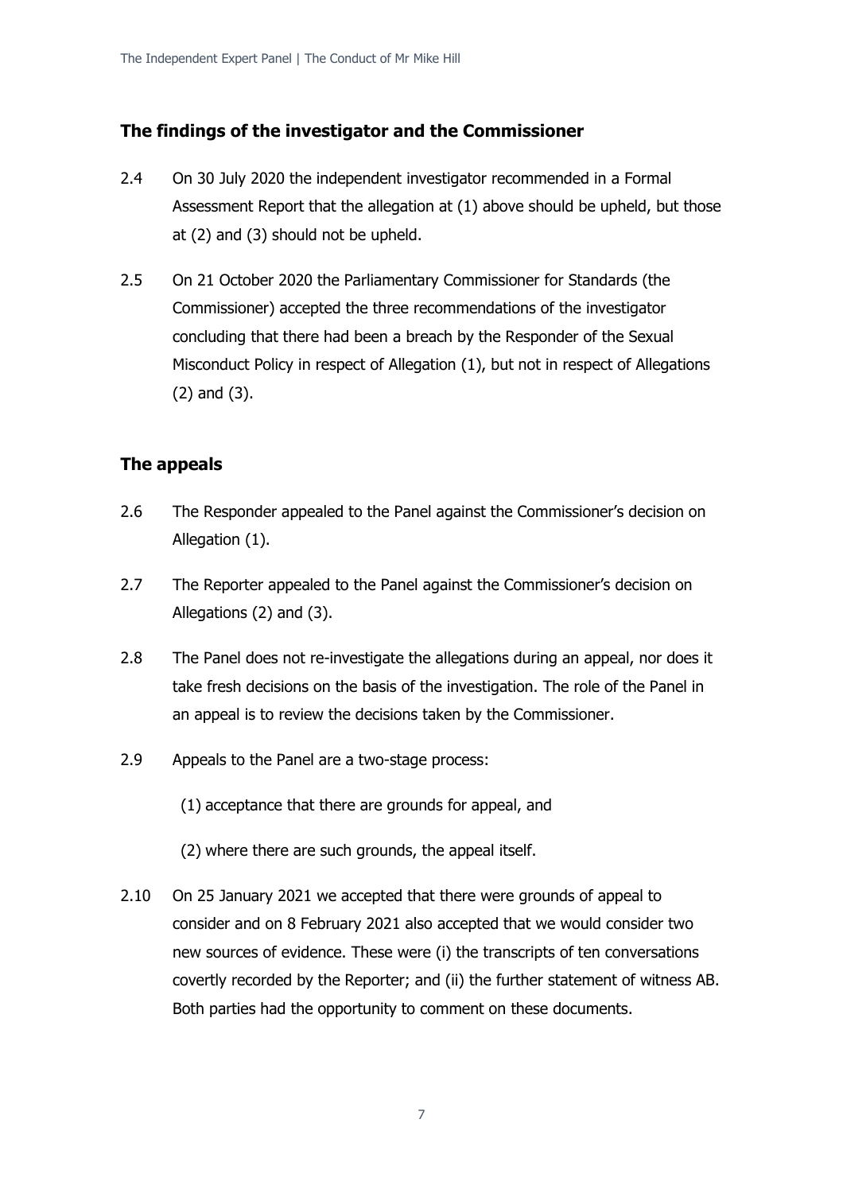## The findings of the investigator and the Commissioner

2.4 On 30 July 2020 the independent investigator recommended in a Formal Assessment Report that the allegation at (1) above should be upheld, but those at (2) and (3) should not be upheld.

2.5 On 21 October 2020 the Parliamentary Commissioner for Standards (the Commissioner) accepted the three recommendations of the investigator concluding that there had been a breach by the Responder of the Sexual Misconduct Policy in respect of Allegation (1), but not in respect of Allegations (2) and (3).

## The appeals

2.6 The Responder appealed to the Panel against the Commissioner's decision on Allegation (1).

2.7 The Reporter appealed to the Panel against the Commissioner's decision on Allegations (2) and (3).

2.8 The Panel does not re-investigate the allegations during an appeal, nor does it take fresh decisions on the basis of the investigation. The role of the Panel in an appeal is to review the decisions taken by the Commissioner.

2.9 Appeals to the Panel are a two-stage process:

(1) acceptance that there are grounds for appeal, and

(2) where there are such grounds, the appeal itself.

2.10 On 25 January 2021 we accepted that there were grounds of appeal to consider and on 8 February 2021 also accepted that we would consider two new sources of evidence. These were (i) the transcripts of ten conversations covertly recorded by the Reporter; and (ii) the further statement of witness AB. Both parties had the opportunity to comment on these documents.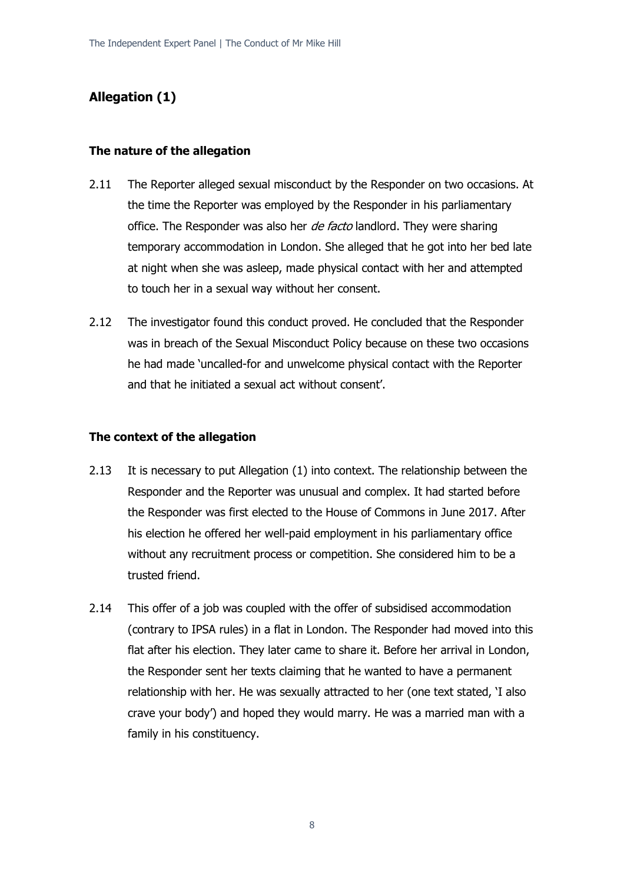## Allegation (1)

### The nature of the allegation

2.11 The Reporter alleged sexual misconduct by the Responder on two occasions. At the time the Reporter was employed by the Responder in his parliamentary office. The Responder was also her *de facto* landlord. They were sharing temporary accommodation in London. She alleged that he got into her bed late at night when she was asleep, made physical contact with her and attempted to touch her in a sexual way without her consent.

2.12 The investigator found this conduct proved. He concluded that the Responder was in breach of the Sexual Misconduct Policy because on these two occasions he had made 'uncalled-for and unwelcome physical contact with the Reporter and that he initiated a sexual act without consent'.

### The context of the allegation

2.13 It is necessary to put Allegation (1) into context. The relationship between the Responder and the Reporter was unusual and complex. It had started before the Responder was first elected to the House of Commons in June 2017. After his election he offered her well-paid employment in his parliamentary office without any recruitment process or competition. She considered him to be a trusted friend.

2.14 This offer of a job was coupled with the offer of subsidised accommodation (contrary to IPSA rules) in a flat in London. The Responder had moved into this flat after his election. They later came to share it. Before her arrival in London, the Responder sent her texts claiming that he wanted to have a permanent relationship with her. He was sexually attracted to her (one text stated, 'I also crave your body') and hoped they would marry. He was a married man with a family in his constituency.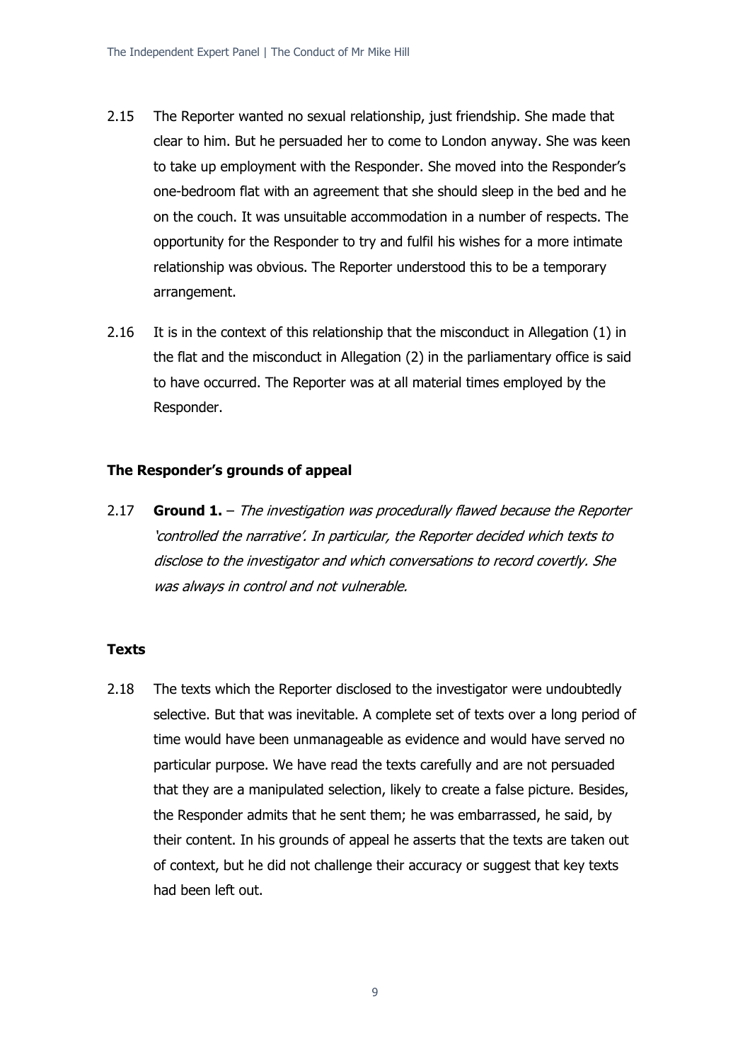2.15 The Reporter wanted no sexual relationship, just friendship. She made that clear to him. But he persuaded her to come to London anyway. She was keen to take up employment with the Responder. She moved into the Responder's one-bedroom flat with an agreement that she should sleep in the bed and he on the couch. It was unsuitable accommodation in a number of respects. The opportunity for the Responder to try and fulfil his wishes for a more intimate relationship was obvious. The Reporter understood this to be a temporary arrangement.

2.16 It is in the context of this relationship that the misconduct in Allegation (1) in the flat and the misconduct in Allegation (2) in the parliamentary office is said to have occurred. The Reporter was at all material times employed by the Responder.

### The Responder's grounds of appeal

2.17 **Ground 1.** – *The investigation was procedurally flawed because the Reporter 'controlled the narrative'. In particular, the Reporter decided which texts to disclose to the investigator and which conversations to record covertly. She was always in control and not vulnerable.*

### Texts

2.18 The texts which the Reporter disclosed to the investigator were undoubtedly selective. But that was inevitable. A complete set of texts over a long period of time would have been unmanageable as evidence and would have served no particular purpose. We have read the texts carefully and are not persuaded that they are a manipulated selection, likely to create a false picture. Besides, the Responder admits that he sent them; he was embarrassed, he said, by their content. In his grounds of appeal he asserts that the texts are taken out of context, but he did not challenge their accuracy or suggest that key texts had been left out.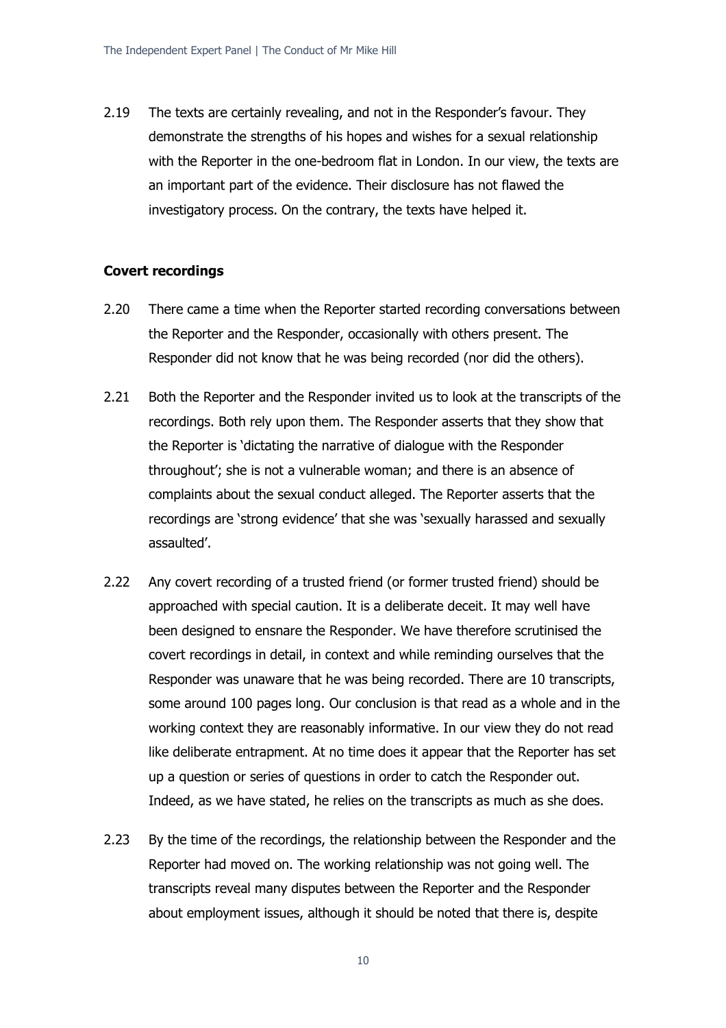2.19 The texts are certainly revealing, and not in the Responder's favour. They demonstrate the strengths of his hopes and wishes for a sexual relationship with the Reporter in the one-bedroom flat in London. In our view, the texts are an important part of the evidence. Their disclosure has not flawed the investigatory process. On the contrary, the texts have helped it.

**Covert recordings**

2.20 There came a time when the Reporter started recording conversations between the Reporter and the Responder, occasionally with others present. The Responder did not know that he was being recorded (nor did the others).

2.21 Both the Reporter and the Responder invited us to look at the transcripts of the recordings. Both rely upon them. The Responder asserts that they show that the Reporter is 'dictating the narrative of dialogue with the Responder throughout'; she is not a vulnerable woman; and there is an absence of complaints about the sexual conduct alleged. The Reporter asserts that the recordings are 'strong evidence' that she was 'sexually harassed and sexually assaulted'.

2.22 Any covert recording of a trusted friend (or former trusted friend) should be approached with special caution. It is a deliberate deceit. It may well have been designed to ensnare the Responder. We have therefore scrutinised the covert recordings in detail, in context and while reminding ourselves that the Responder was unaware that he was being recorded. There are 10 transcripts, some around 100 pages long. Our conclusion is that read as a whole and in the working context they are reasonably informative. In our view they do not read like deliberate entrapment. At no time does it appear that the Reporter has set up a question or series of questions in order to catch the Responder out. Indeed, as we have stated, he relies on the transcripts as much as she does.

2.23 By the time of the recordings, the relationship between the Responder and the Reporter had moved on. The working relationship was not going well. The transcripts reveal many disputes between the Reporter and the Responder about employment issues, although it should be noted that there is, despite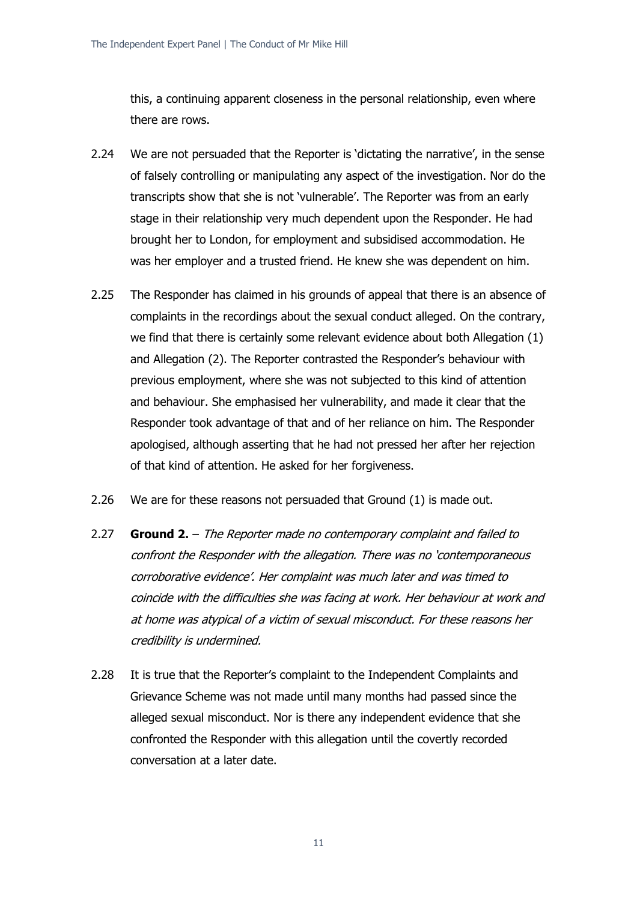this, a continuing apparent closeness in the personal relationship, even where there are rows.

2.24 We are not persuaded that the Reporter is 'dictating the narrative', in the sense of falsely controlling or manipulating any aspect of the investigation. Nor do the transcripts show that she is not 'vulnerable'. The Reporter was from an early stage in their relationship very much dependent upon the Responder. He had brought her to London, for employment and subsidised accommodation. He was her employer and a trusted friend. He knew she was dependent on him.

2.25 The Responder has claimed in his grounds of appeal that there is an absence of complaints in the recordings about the sexual conduct alleged. On the contrary, we find that there is certainly some relevant evidence about both Allegation (1) and Allegation (2). The Reporter contrasted the Responder's behaviour with previous employment, where she was not subjected to this kind of attention and behaviour. She emphasised her vulnerability, and made it clear that the Responder took advantage of that and of her reliance on him. The Responder apologised, although asserting that he had not pressed her after her rejection of that kind of attention. He asked for her forgiveness.

2.26 We are for these reasons not persuaded that Ground (1) is made out.

2.27 **Ground 2.** – *The Reporter made no contemporary complaint and failed to confront the Responder with the allegation. There was no 'contemporaneous corroborative evidence'. Her complaint was much later and was timed to coincide with the difficulties she was facing at work. Her behaviour at work and at home was atypical of a victim of sexual misconduct. For these reasons her credibility is undermined.*

2.28 It is true that the Reporter's complaint to the Independent Complaints and Grievance Scheme was not made until many months had passed since the alleged sexual misconduct. Nor is there any independent evidence that she confronted the Responder with this allegation until the covertly recorded conversation at a later date.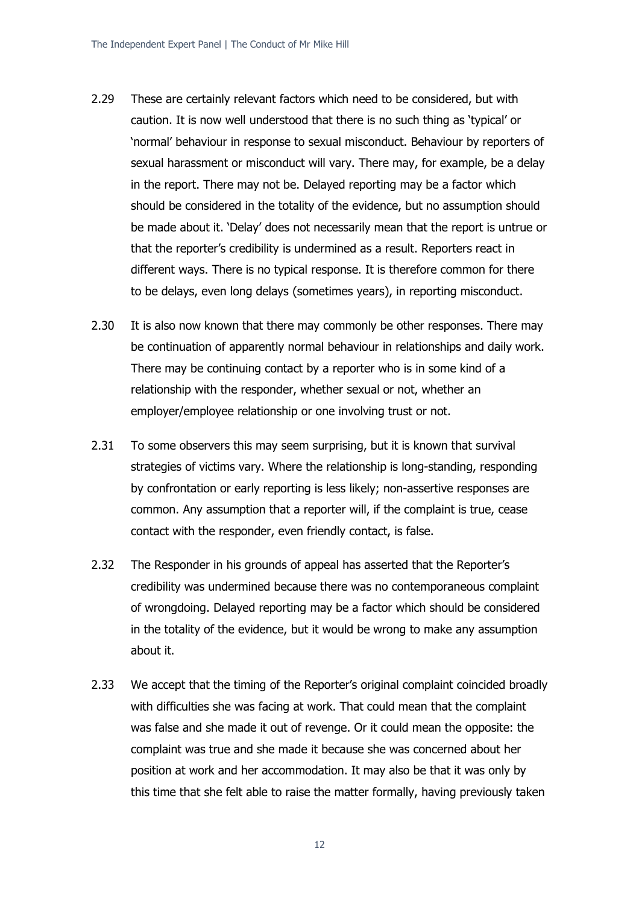2.29 These are certainly relevant factors which need to be considered, but with caution. It is now well understood that there is no such thing as 'typical' or 'normal' behaviour in response to sexual misconduct. Behaviour by reporters of sexual harassment or misconduct will vary. There may, for example, be a delay in the report. There may not be. Delayed reporting may be a factor which should be considered in the totality of the evidence, but no assumption should be made about it. 'Delay' does not necessarily mean that the report is untrue or that the reporter's credibility is undermined as a result. Reporters react in different ways. There is no typical response. It is therefore common for there to be delays, even long delays (sometimes years), in reporting misconduct.

2.30 It is also now known that there may commonly be other responses. There may be continuation of apparently normal behaviour in relationships and daily work. There may be continuing contact by a reporter who is in some kind of a relationship with the responder, whether sexual or not, whether an employer/employee relationship or one involving trust or not.

2.31 To some observers this may seem surprising, but it is known that survival strategies of victims vary. Where the relationship is long-standing, responding by confrontation or early reporting is less likely; non-assertive responses are common. Any assumption that a reporter will, if the complaint is true, cease contact with the responder, even friendly contact, is false.

2.32 The Responder in his grounds of appeal has asserted that the Reporter's credibility was undermined because there was no contemporaneous complaint of wrongdoing. Delayed reporting may be a factor which should be considered in the totality of the evidence, but it would be wrong to make any assumption about it.

2.33 We accept that the timing of the Reporter's original complaint coincided broadly with difficulties she was facing at work. That could mean that the complaint was false and she made it out of revenge. Or it could mean the opposite: the complaint was true and she made it because she was concerned about her position at work and her accommodation. It may also be that it was only by this time that she felt able to raise the matter formally, having previously taken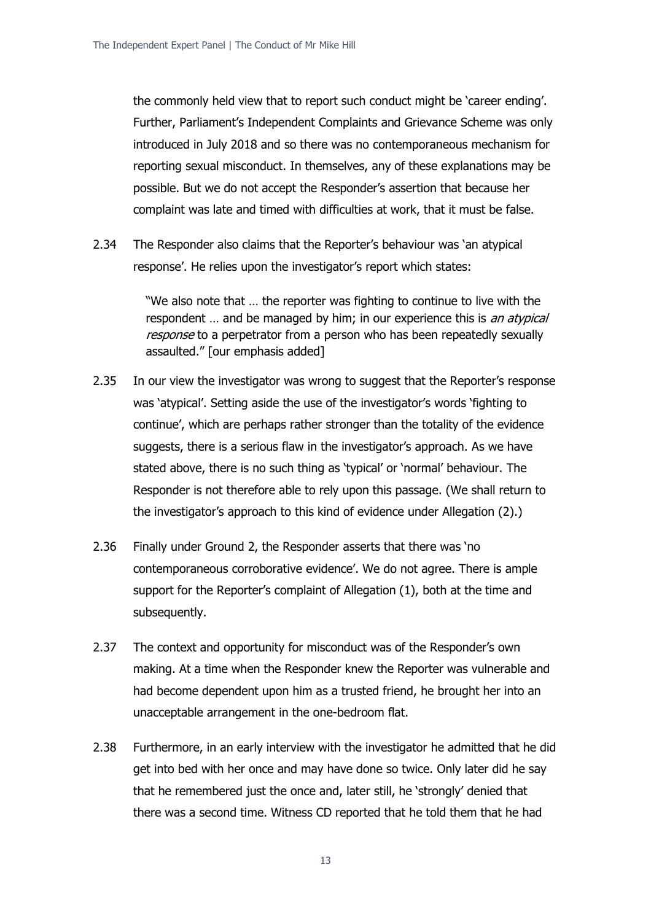the commonly held view that to report such conduct might be 'career ending'. Further, Parliament's Independent Complaints and Grievance Scheme was only introduced in July 2018 and so there was no contemporaneous mechanism for reporting sexual misconduct. In themselves, any of these explanations may be possible. But we do not accept the Responder's assertion that because her complaint was late and timed with difficulties at work, that it must be false.

2.34 The Responder also claims that the Reporter's behaviour was 'an atypical response'. He relies upon the investigator's report which states:

> "We also note that … the reporter was fighting to continue to live with the respondent … and be managed by him; in our experience this is *an atypical response* to a perpetrator from a person who has been repeatedly sexually assaulted." [our emphasis added]

2.35 In our view the investigator was wrong to suggest that the Reporter's response was 'atypical'. Setting aside the use of the investigator's words 'fighting to continue', which are perhaps rather stronger than the totality of the evidence suggests, there is a serious flaw in the investigator's approach. As we have stated above, there is no such thing as 'typical' or 'normal' behaviour. The Responder is not therefore able to rely upon this passage. (We shall return to the investigator's approach to this kind of evidence under Allegation (2).)

2.36 Finally under Ground 2, the Responder asserts that there was 'no contemporaneous corroborative evidence'. We do not agree. There is ample support for the Reporter's complaint of Allegation (1), both at the time and subsequently.

2.37 The context and opportunity for misconduct was of the Responder's own making. At a time when the Responder knew the Reporter was vulnerable and had become dependent upon him as a trusted friend, he brought her into an unacceptable arrangement in the one-bedroom flat.

2.38 Furthermore, in an early interview with the investigator he admitted that he did get into bed with her once and may have done so twice. Only later did he say that he remembered just the once and, later still, he 'strongly' denied that there was a second time. Witness CD reported that he told them that he had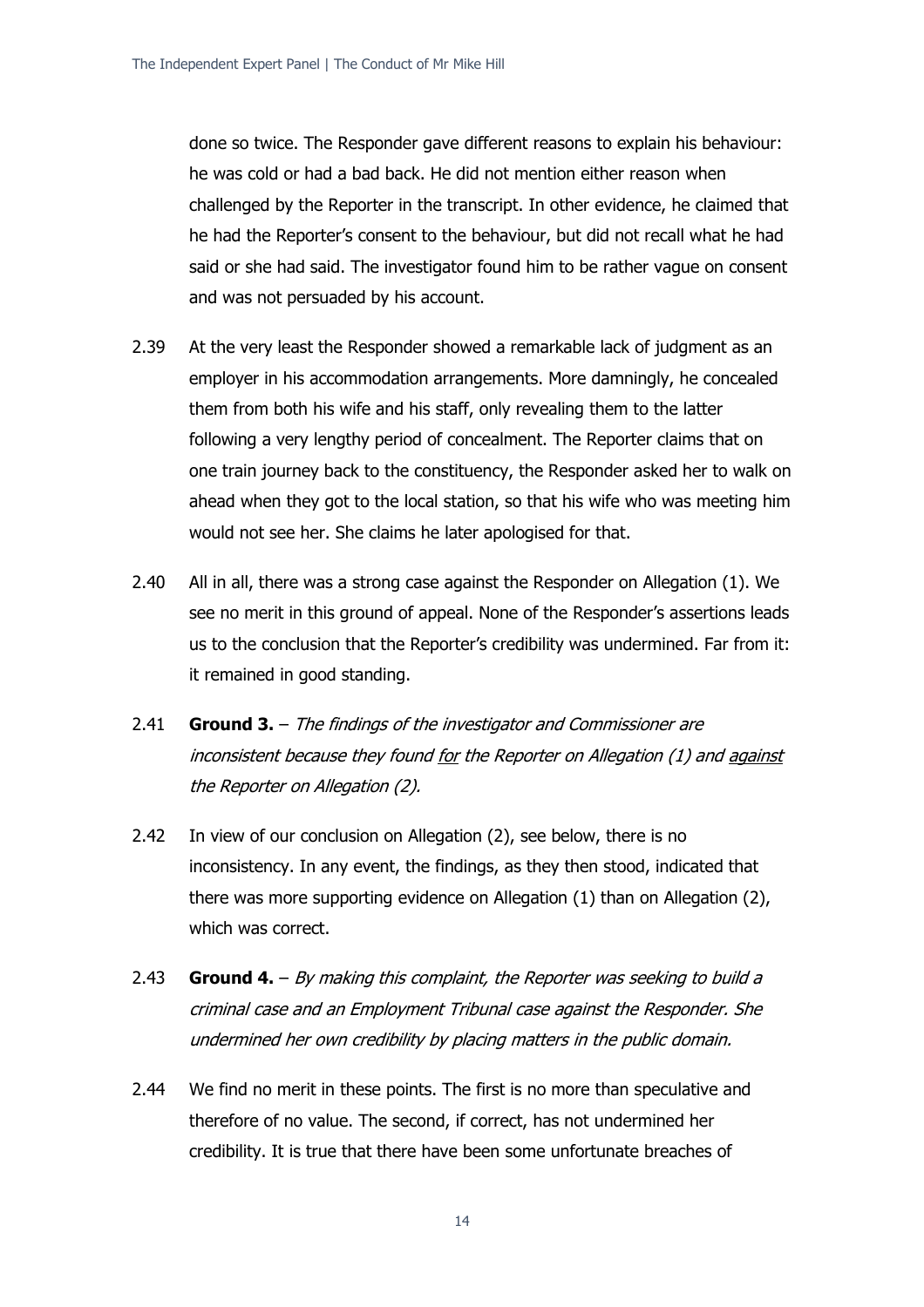done so twice. The Responder gave different reasons to explain his behaviour: he was cold or had a bad back. He did not mention either reason when challenged by the Reporter in the transcript. In other evidence, he claimed that he had the Reporter's consent to the behaviour, but did not recall what he had said or she had said. The investigator found him to be rather vague on consent and was not persuaded by his account.

2.39 At the very least the Responder showed a remarkable lack of judgment as an employer in his accommodation arrangements. More damningly, he concealed them from both his wife and his staff, only revealing them to the latter following a very lengthy period of concealment. The Reporter claims that on one train journey back to the constituency, the Responder asked her to walk on ahead when they got to the local station, so that his wife who was meeting him would not see her. She claims he later apologised for that.

2.40 All in all, there was a strong case against the Responder on Allegation (1). We see no merit in this ground of appeal. None of the Responder's assertions leads us to the conclusion that the Reporter's credibility was undermined. Far from it: it remained in good standing.

2.41 **Ground 3.** – *The findings of the investigator and Commissioner are inconsistent because they found <u>for</u> the Reporter on Allegation (1) and <u>against</u> the Reporter on Allegation (2).*

2.42 In view of our conclusion on Allegation (2), see below, there is no inconsistency. In any event, the findings, as they then stood, indicated that there was more supporting evidence on Allegation (1) than on Allegation (2), which was correct.

2.43 **Ground 4.** – *By making this complaint, the Reporter was seeking to build a criminal case and an Employment Tribunal case against the Responder. She undermined her own credibility by placing matters in the public domain.*

2.44 We find no merit in these points. The first is no more than speculative and therefore of no value. The second, if correct, has not undermined her credibility. It is true that there have been some unfortunate breaches of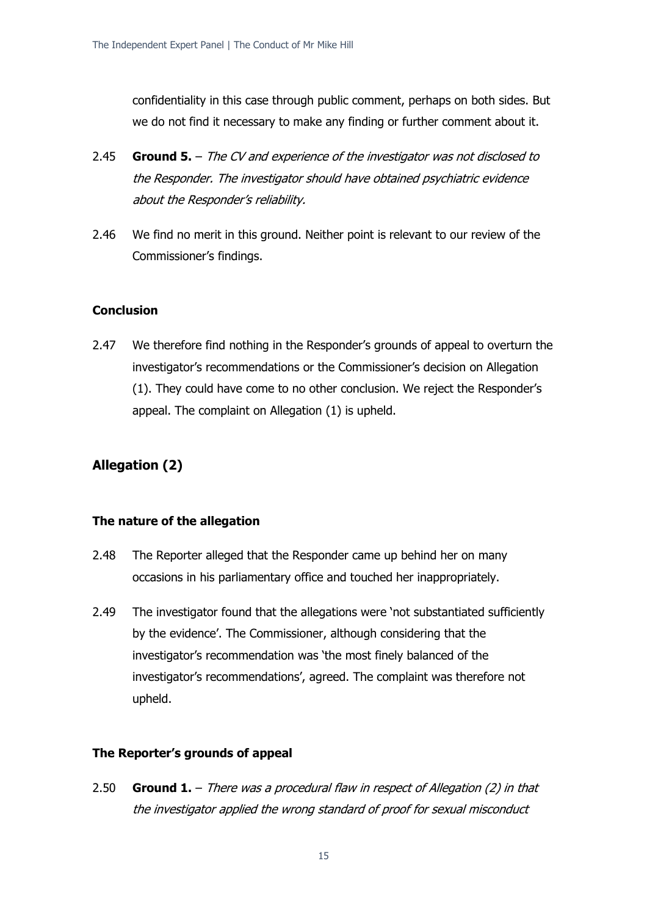confidentiality in this case through public comment, perhaps on both sides. But we do not find it necessary to make any finding or further comment about it.

2.45 **Ground 5.** – *The CV and experience of the investigator was not disclosed to the Responder. The investigator should have obtained psychiatric evidence about the Responder's reliability.*

2.46 We find no merit in this ground. Neither point is relevant to our review of the Commissioner's findings.

### Conclusion

2.47 We therefore find nothing in the Responder's grounds of appeal to overturn the investigator's recommendations or the Commissioner's decision on Allegation (1). They could have come to no other conclusion. We reject the Responder's appeal. The complaint on Allegation (1) is upheld.

## Allegation (2)

### The nature of the allegation

2.48 The Reporter alleged that the Responder came up behind her on many occasions in his parliamentary office and touched her inappropriately.

2.49 The investigator found that the allegations were 'not substantiated sufficiently by the evidence'. The Commissioner, although considering that the investigator's recommendation was 'the most finely balanced of the investigator's recommendations', agreed. The complaint was therefore not upheld.

### The Reporter's grounds of appeal

2.50 **Ground 1.** – *There was a procedural flaw in respect of Allegation (2) in that the investigator applied the wrong standard of proof for sexual misconduct*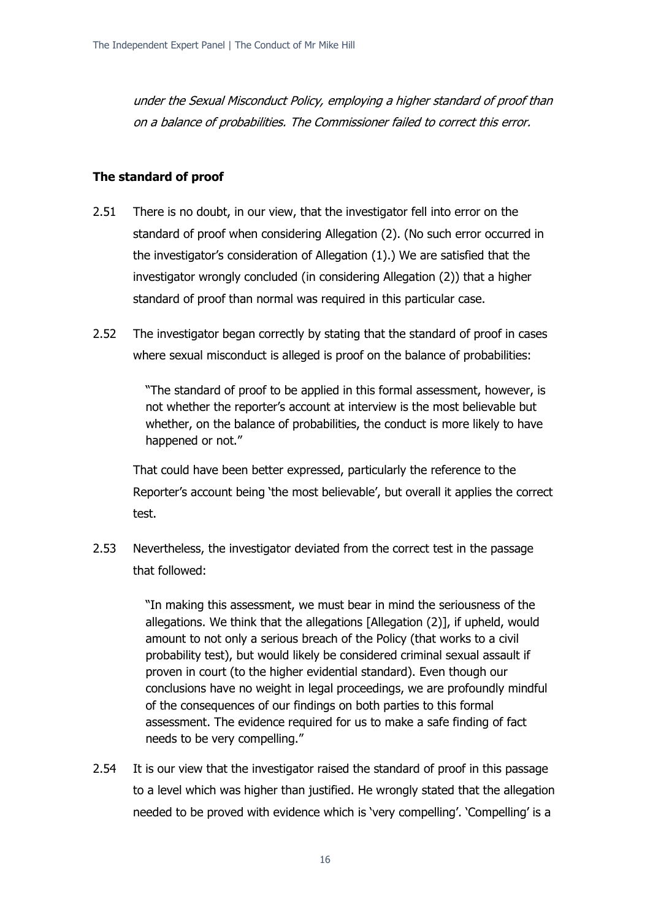*under the Sexual Misconduct Policy, employing a higher standard of proof than on a balance of probabilities. The Commissioner failed to correct this error.*

**The standard of proof**

2.51 There is no doubt, in our view, that the investigator fell into error on the standard of proof when considering Allegation (2). (No such error occurred in the investigator's consideration of Allegation (1).) We are satisfied that the investigator wrongly concluded (in considering Allegation (2)) that a higher standard of proof than normal was required in this particular case.

2.52 The investigator began correctly by stating that the standard of proof in cases where sexual misconduct is alleged is proof on the balance of probabilities:

> "The standard of proof to be applied in this formal assessment, however, is not whether the reporter's account at interview is the most believable but whether, on the balance of probabilities, the conduct is more likely to have happened or not."

That could have been better expressed, particularly the reference to the Reporter's account being 'the most believable', but overall it applies the correct test.

2.53 Nevertheless, the investigator deviated from the correct test in the passage that followed:

> "In making this assessment, we must bear in mind the seriousness of the allegations. We think that the allegations [Allegation (2)], if upheld, would amount to not only a serious breach of the Policy (that works to a civil probability test), but would likely be considered criminal sexual assault if proven in court (to the higher evidential standard). Even though our conclusions have no weight in legal proceedings, we are profoundly mindful of the consequences of our findings on both parties to this formal assessment. The evidence required for us to make a safe finding of fact needs to be very compelling."

2.54 It is our view that the investigator raised the standard of proof in this passage to a level which was higher than justified. He wrongly stated that the allegation needed to be proved with evidence which is 'very compelling'. 'Compelling' is a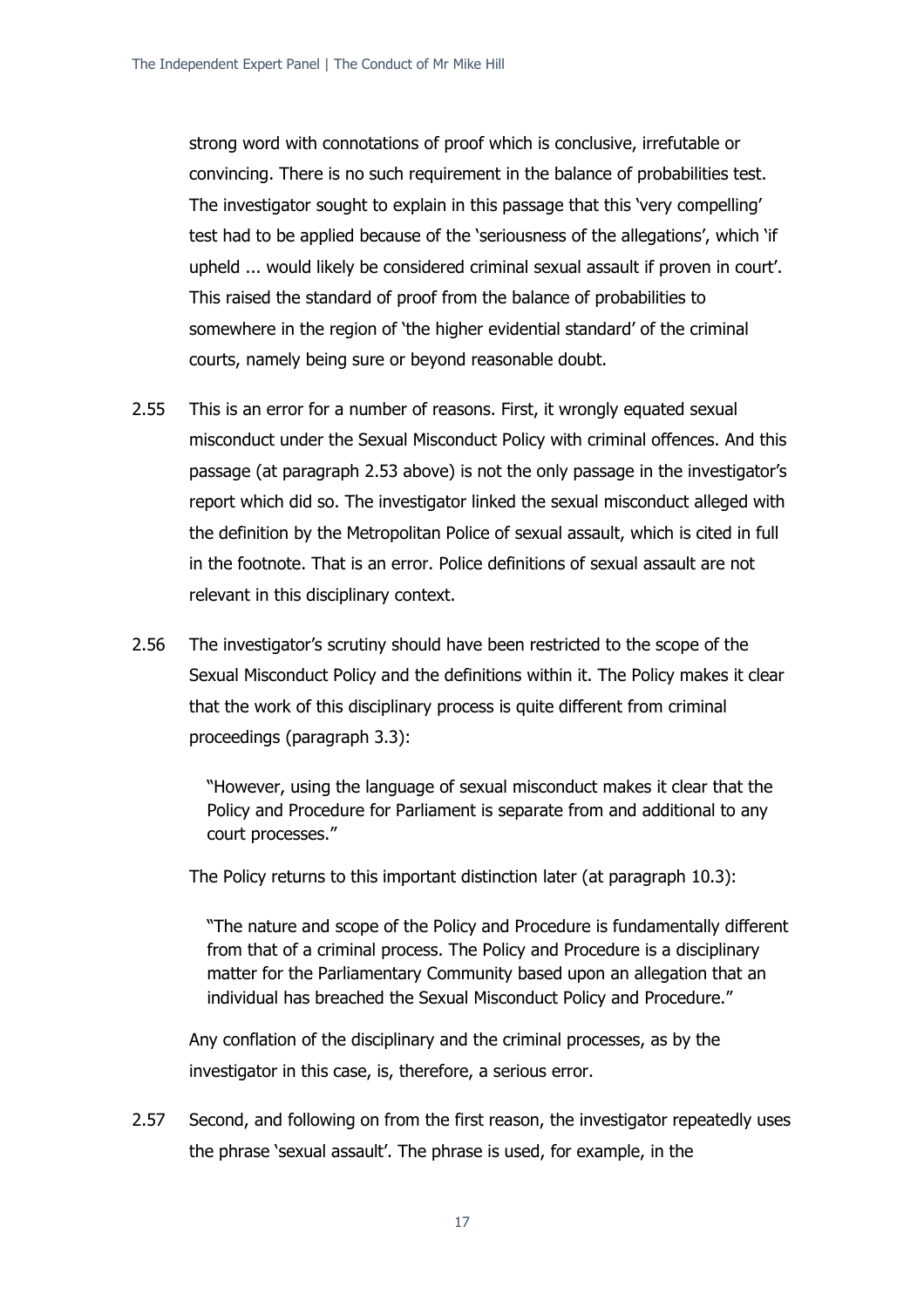strong word with connotations of proof which is conclusive, irrefutable or convincing. There is no such requirement in the balance of probabilities test. The investigator sought to explain in this passage that this 'very compelling' test had to be applied because of the 'seriousness of the allegations', which 'if upheld ... would likely be considered criminal sexual assault if proven in court'. This raised the standard of proof from the balance of probabilities to somewhere in the region of 'the higher evidential standard' of the criminal courts, namely being sure or beyond reasonable doubt.

2.55 This is an error for a number of reasons. First, it wrongly equated sexual misconduct under the Sexual Misconduct Policy with criminal offences. And this passage (at paragraph 2.53 above) is not the only passage in the investigator's report which did so. The investigator linked the sexual misconduct alleged with the definition by the Metropolitan Police of sexual assault, which is cited in full in the footnote. That is an error. Police definitions of sexual assault are not relevant in this disciplinary context.

2.56 The investigator's scrutiny should have been restricted to the scope of the Sexual Misconduct Policy and the definitions within it. The Policy makes it clear that the work of this disciplinary process is quite different from criminal proceedings (paragraph 3.3):

> "However, using the language of sexual misconduct makes it clear that the Policy and Procedure for Parliament is separate from and additional to any court processes."

The Policy returns to this important distinction later (at paragraph 10.3):

> "The nature and scope of the Policy and Procedure is fundamentally different from that of a criminal process. The Policy and Procedure is a disciplinary matter for the Parliamentary Community based upon an allegation that an individual has breached the Sexual Misconduct Policy and Procedure."

Any conflation of the disciplinary and the criminal processes, as by the investigator in this case, is, therefore, a serious error.

2.57 Second, and following on from the first reason, the investigator repeatedly uses the phrase 'sexual assault'. The phrase is used, for example, in the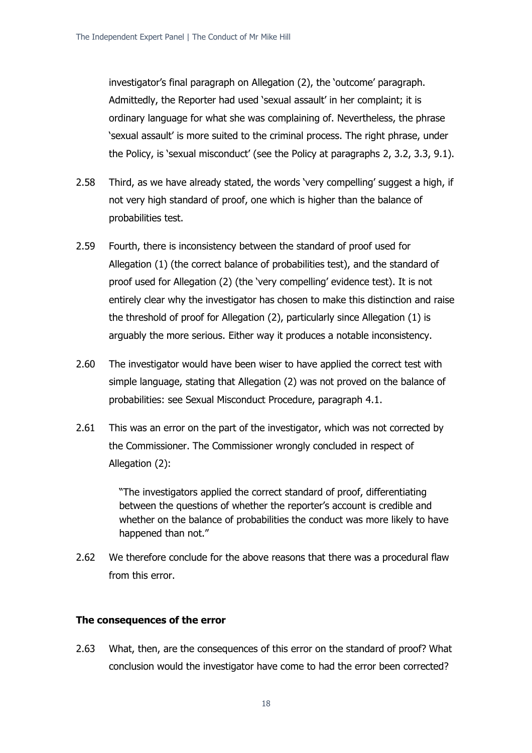investigator's final paragraph on Allegation (2), the 'outcome' paragraph. Admittedly, the Reporter had used 'sexual assault' in her complaint; it is ordinary language for what she was complaining of. Nevertheless, the phrase 'sexual assault' is more suited to the criminal process. The right phrase, under the Policy, is 'sexual misconduct' (see the Policy at paragraphs 2, 3.2, 3.3, 9.1).

2.58 Third, as we have already stated, the words 'very compelling' suggest a high, if not very high standard of proof, one which is higher than the balance of probabilities test.

2.59 Fourth, there is inconsistency between the standard of proof used for Allegation (1) (the correct balance of probabilities test), and the standard of proof used for Allegation (2) (the 'very compelling' evidence test). It is not entirely clear why the investigator has chosen to make this distinction and raise the threshold of proof for Allegation (2), particularly since Allegation (1) is arguably the more serious. Either way it produces a notable inconsistency.

2.60 The investigator would have been wiser to have applied the correct test with simple language, stating that Allegation (2) was not proved on the balance of probabilities: see Sexual Misconduct Procedure, paragraph 4.1.

2.61 This was an error on the part of the investigator, which was not corrected by the Commissioner. The Commissioner wrongly concluded in respect of Allegation (2):

> "The investigators applied the correct standard of proof, differentiating between the questions of whether the reporter's account is credible and whether on the balance of probabilities the conduct was more likely to have happened than not."

2.62 We therefore conclude for the above reasons that there was a procedural flaw from this error.

**The consequences of the error**

2.63 What, then, are the consequences of this error on the standard of proof? What conclusion would the investigator have come to had the error been corrected?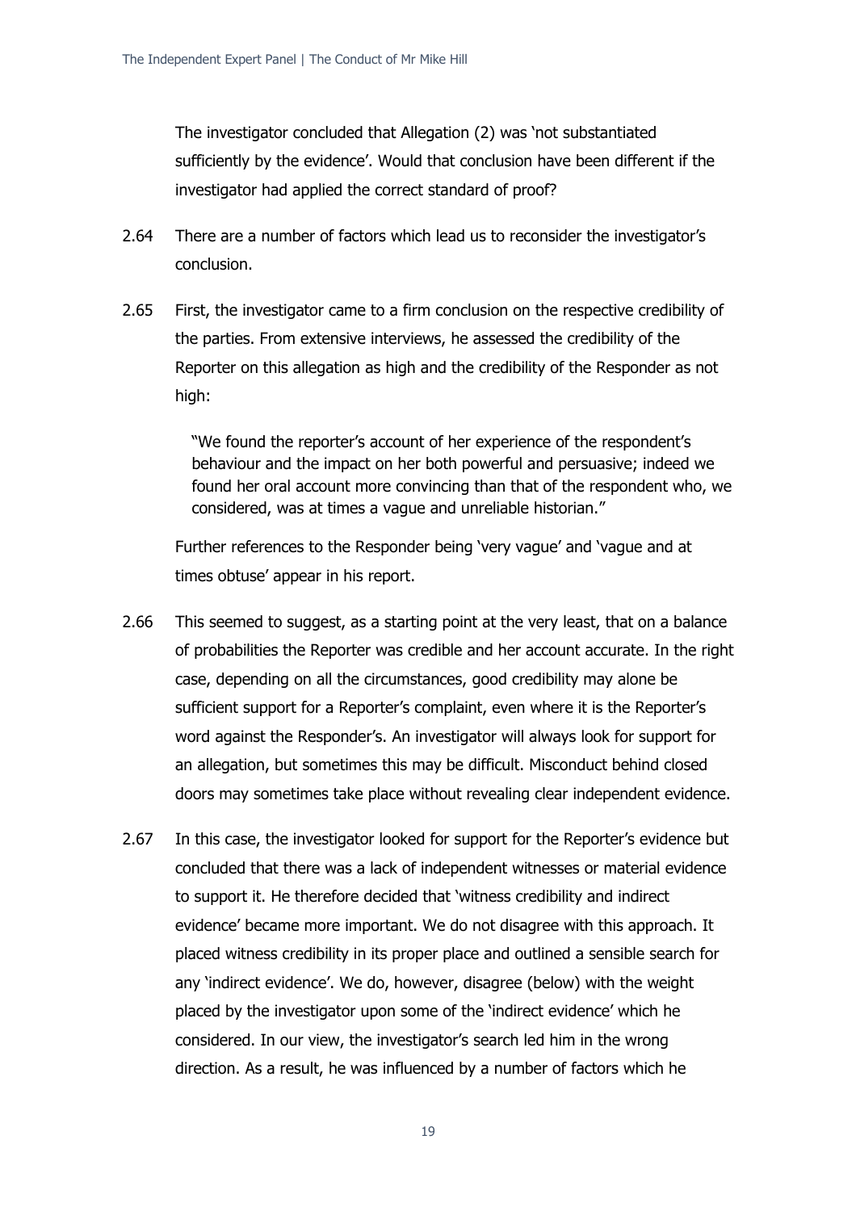The investigator concluded that Allegation (2) was 'not substantiated sufficiently by the evidence'. Would that conclusion have been different if the investigator had applied the correct standard of proof?

2.64 There are a number of factors which lead us to reconsider the investigator's conclusion.

2.65 First, the investigator came to a firm conclusion on the respective credibility of the parties. From extensive interviews, he assessed the credibility of the Reporter on this allegation as high and the credibility of the Responder as not high:

> "We found the reporter's account of her experience of the respondent's behaviour and the impact on her both powerful and persuasive; indeed we found her oral account more convincing than that of the respondent who, we considered, was at times a vague and unreliable historian."

Further references to the Responder being 'very vague' and 'vague and at times obtuse' appear in his report.

2.66 This seemed to suggest, as a starting point at the very least, that on a balance of probabilities the Reporter was credible and her account accurate. In the right case, depending on all the circumstances, good credibility may alone be sufficient support for a Reporter's complaint, even where it is the Reporter's word against the Responder's. An investigator will always look for support for an allegation, but sometimes this may be difficult. Misconduct behind closed doors may sometimes take place without revealing clear independent evidence.

2.67 In this case, the investigator looked for support for the Reporter's evidence but concluded that there was a lack of independent witnesses or material evidence to support it. He therefore decided that 'witness credibility and indirect evidence' became more important. We do not disagree with this approach. It placed witness credibility in its proper place and outlined a sensible search for any 'indirect evidence'. We do, however, disagree (below) with the weight placed by the investigator upon some of the 'indirect evidence' which he considered. In our view, the investigator's search led him in the wrong direction. As a result, he was influenced by a number of factors which he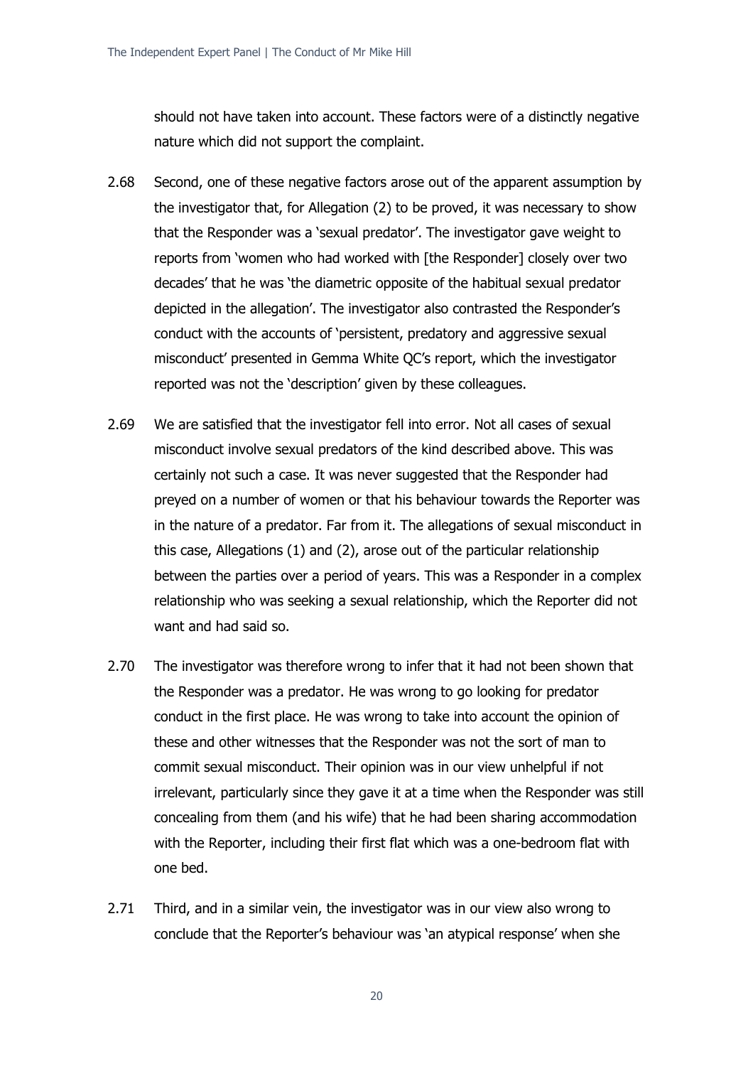should not have taken into account. These factors were of a distinctly negative nature which did not support the complaint.

2.68 Second, one of these negative factors arose out of the apparent assumption by the investigator that, for Allegation (2) to be proved, it was necessary to show that the Responder was a 'sexual predator'. The investigator gave weight to reports from 'women who had worked with [the Responder] closely over two decades' that he was 'the diametric opposite of the habitual sexual predator depicted in the allegation'. The investigator also contrasted the Responder's conduct with the accounts of 'persistent, predatory and aggressive sexual misconduct' presented in Gemma White QC's report, which the investigator reported was not the 'description' given by these colleagues.

2.69 We are satisfied that the investigator fell into error. Not all cases of sexual misconduct involve sexual predators of the kind described above. This was certainly not such a case. It was never suggested that the Responder had preyed on a number of women or that his behaviour towards the Reporter was in the nature of a predator. Far from it. The allegations of sexual misconduct in this case, Allegations (1) and (2), arose out of the particular relationship between the parties over a period of years. This was a Responder in a complex relationship who was seeking a sexual relationship, which the Reporter did not want and had said so.

2.70 The investigator was therefore wrong to infer that it had not been shown that the Responder was a predator. He was wrong to go looking for predator conduct in the first place. He was wrong to take into account the opinion of these and other witnesses that the Responder was not the sort of man to commit sexual misconduct. Their opinion was in our view unhelpful if not irrelevant, particularly since they gave it at a time when the Responder was still concealing from them (and his wife) that he had been sharing accommodation with the Reporter, including their first flat which was a one-bedroom flat with one bed.

2.71 Third, and in a similar vein, the investigator was in our view also wrong to conclude that the Reporter's behaviour was 'an atypical response' when she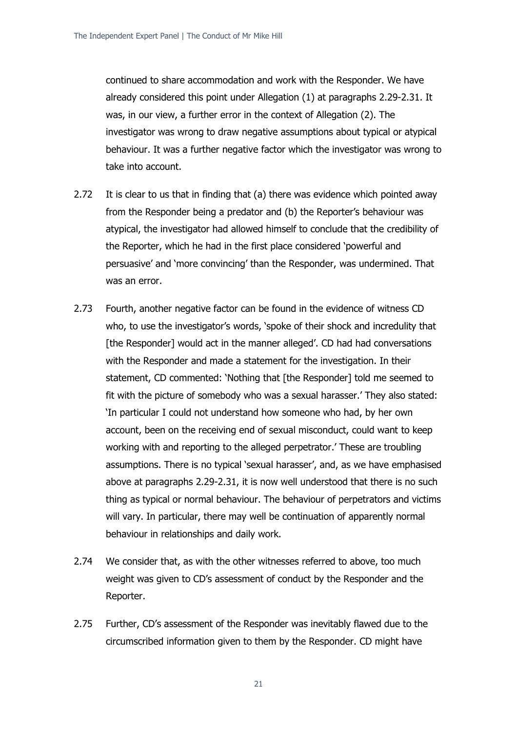continued to share accommodation and work with the Responder. We have already considered this point under Allegation (1) at paragraphs 2.29-2.31. It was, in our view, a further error in the context of Allegation (2). The investigator was wrong to draw negative assumptions about typical or atypical behaviour. It was a further negative factor which the investigator was wrong to take into account.

2.72 It is clear to us that in finding that (a) there was evidence which pointed away from the Responder being a predator and (b) the Reporter's behaviour was atypical, the investigator had allowed himself to conclude that the credibility of the Reporter, which he had in the first place considered 'powerful and persuasive' and 'more convincing' than the Responder, was undermined. That was an error.

2.73 Fourth, another negative factor can be found in the evidence of witness CD who, to use the investigator's words, 'spoke of their shock and incredulity that [the Responder] would act in the manner alleged'. CD had had conversations with the Responder and made a statement for the investigation. In their statement, CD commented: 'Nothing that [the Responder] told me seemed to fit with the picture of somebody who was a sexual harasser.' They also stated: 'In particular I could not understand how someone who had, by her own account, been on the receiving end of sexual misconduct, could want to keep working with and reporting to the alleged perpetrator.' These are troubling assumptions. There is no typical 'sexual harasser', and, as we have emphasised above at paragraphs 2.29-2.31, it is now well understood that there is no such thing as typical or normal behaviour. The behaviour of perpetrators and victims will vary. In particular, there may well be continuation of apparently normal behaviour in relationships and daily work.

2.74 We consider that, as with the other witnesses referred to above, too much weight was given to CD's assessment of conduct by the Responder and the Reporter.

2.75 Further, CD's assessment of the Responder was inevitably flawed due to the circumscribed information given to them by the Responder. CD might have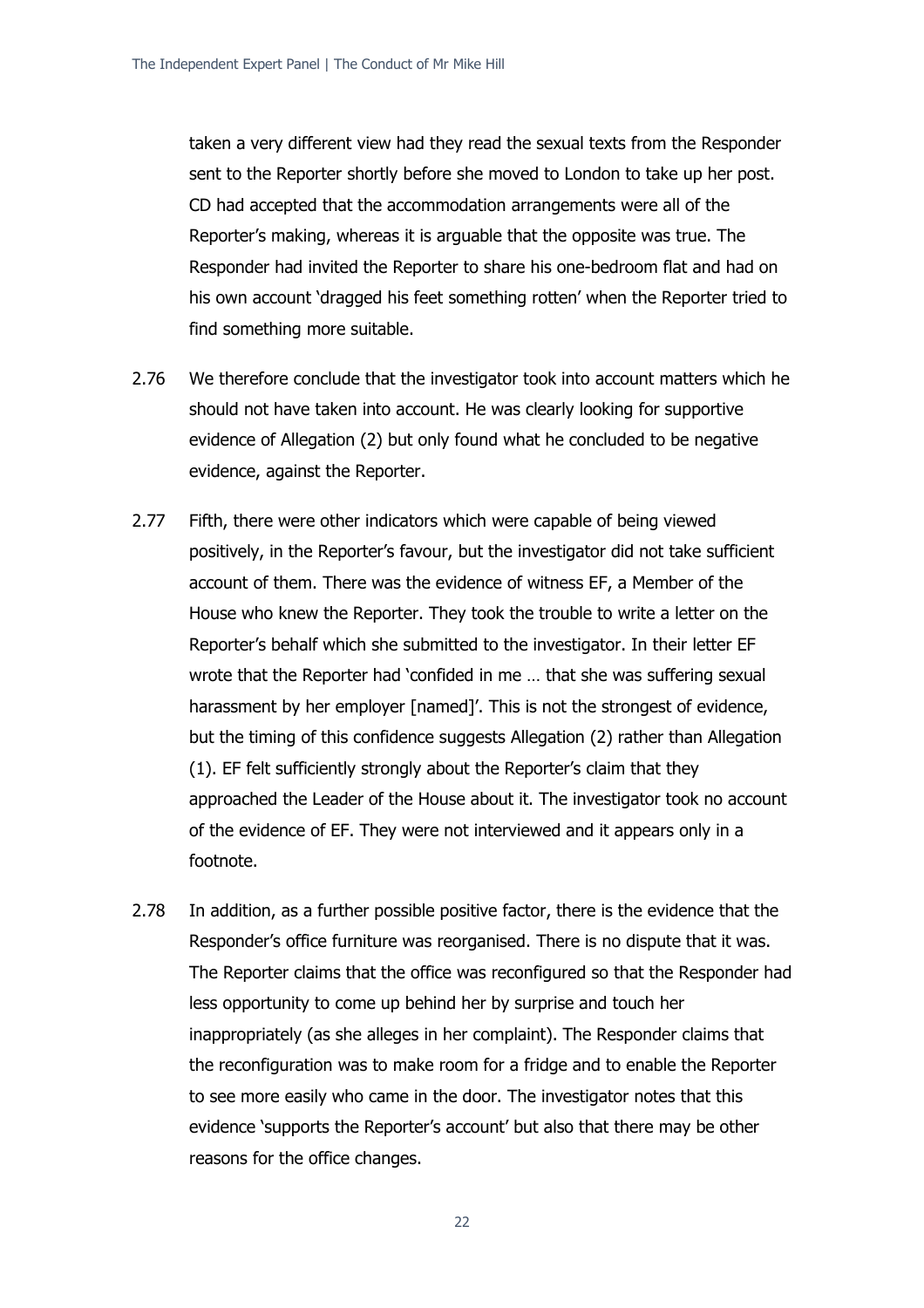taken a very different view had they read the sexual texts from the Responder sent to the Reporter shortly before she moved to London to take up her post. CD had accepted that the accommodation arrangements were all of the Reporter's making, whereas it is arguable that the opposite was true. The Responder had invited the Reporter to share his one-bedroom flat and had on his own account 'dragged his feet something rotten' when the Reporter tried to find something more suitable.

2.76 We therefore conclude that the investigator took into account matters which he should not have taken into account. He was clearly looking for supportive evidence of Allegation (2) but only found what he concluded to be negative evidence, against the Reporter.

2.77 Fifth, there were other indicators which were capable of being viewed positively, in the Reporter's favour, but the investigator did not take sufficient account of them. There was the evidence of witness EF, a Member of the House who knew the Reporter. They took the trouble to write a letter on the Reporter's behalf which she submitted to the investigator. In their letter EF wrote that the Reporter had 'confided in me … that she was suffering sexual harassment by her employer [named]'. This is not the strongest of evidence, but the timing of this confidence suggests Allegation (2) rather than Allegation (1). EF felt sufficiently strongly about the Reporter's claim that they approached the Leader of the House about it. The investigator took no account of the evidence of EF. They were not interviewed and it appears only in a footnote.

2.78 In addition, as a further possible positive factor, there is the evidence that the Responder's office furniture was reorganised. There is no dispute that it was. The Reporter claims that the office was reconfigured so that the Responder had less opportunity to come up behind her by surprise and touch her inappropriately (as she alleges in her complaint). The Responder claims that the reconfiguration was to make room for a fridge and to enable the Reporter to see more easily who came in the door. The investigator notes that this evidence 'supports the Reporter's account' but also that there may be other reasons for the office changes.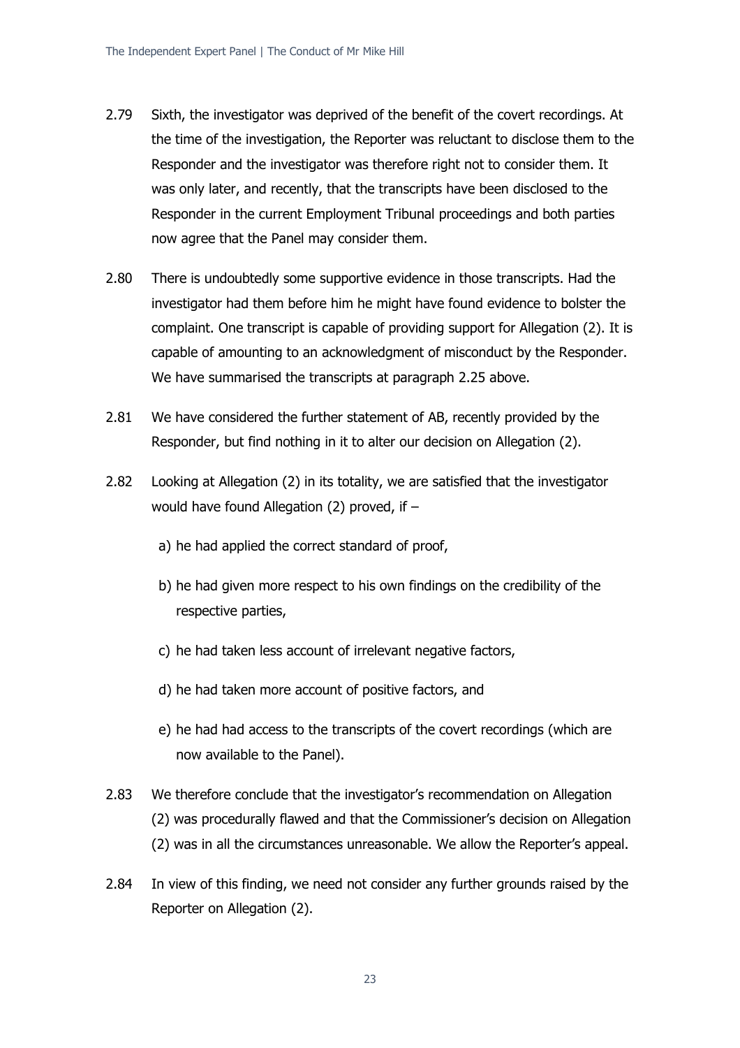2.79 Sixth, the investigator was deprived of the benefit of the covert recordings. At the time of the investigation, the Reporter was reluctant to disclose them to the Responder and the investigator was therefore right not to consider them. It was only later, and recently, that the transcripts have been disclosed to the Responder in the current Employment Tribunal proceedings and both parties now agree that the Panel may consider them.

2.80 There is undoubtedly some supportive evidence in those transcripts. Had the investigator had them before him he might have found evidence to bolster the complaint. One transcript is capable of providing support for Allegation (2). It is capable of amounting to an acknowledgment of misconduct by the Responder. We have summarised the transcripts at paragraph 2.25 above.

2.81 We have considered the further statement of AB, recently provided by the Responder, but find nothing in it to alter our decision on Allegation (2).

2.82 Looking at Allegation (2) in its totality, we are satisfied that the investigator would have found Allegation (2) proved, if –

a) he had applied the correct standard of proof,

b) he had given more respect to his own findings on the credibility of the respective parties,

c) he had taken less account of irrelevant negative factors,

d) he had taken more account of positive factors, and

e) he had had access to the transcripts of the covert recordings (which are now available to the Panel).

2.83 We therefore conclude that the investigator's recommendation on Allegation (2) was procedurally flawed and that the Commissioner's decision on Allegation (2) was in all the circumstances unreasonable. We allow the Reporter's appeal.

2.84 In view of this finding, we need not consider any further grounds raised by the Reporter on Allegation (2).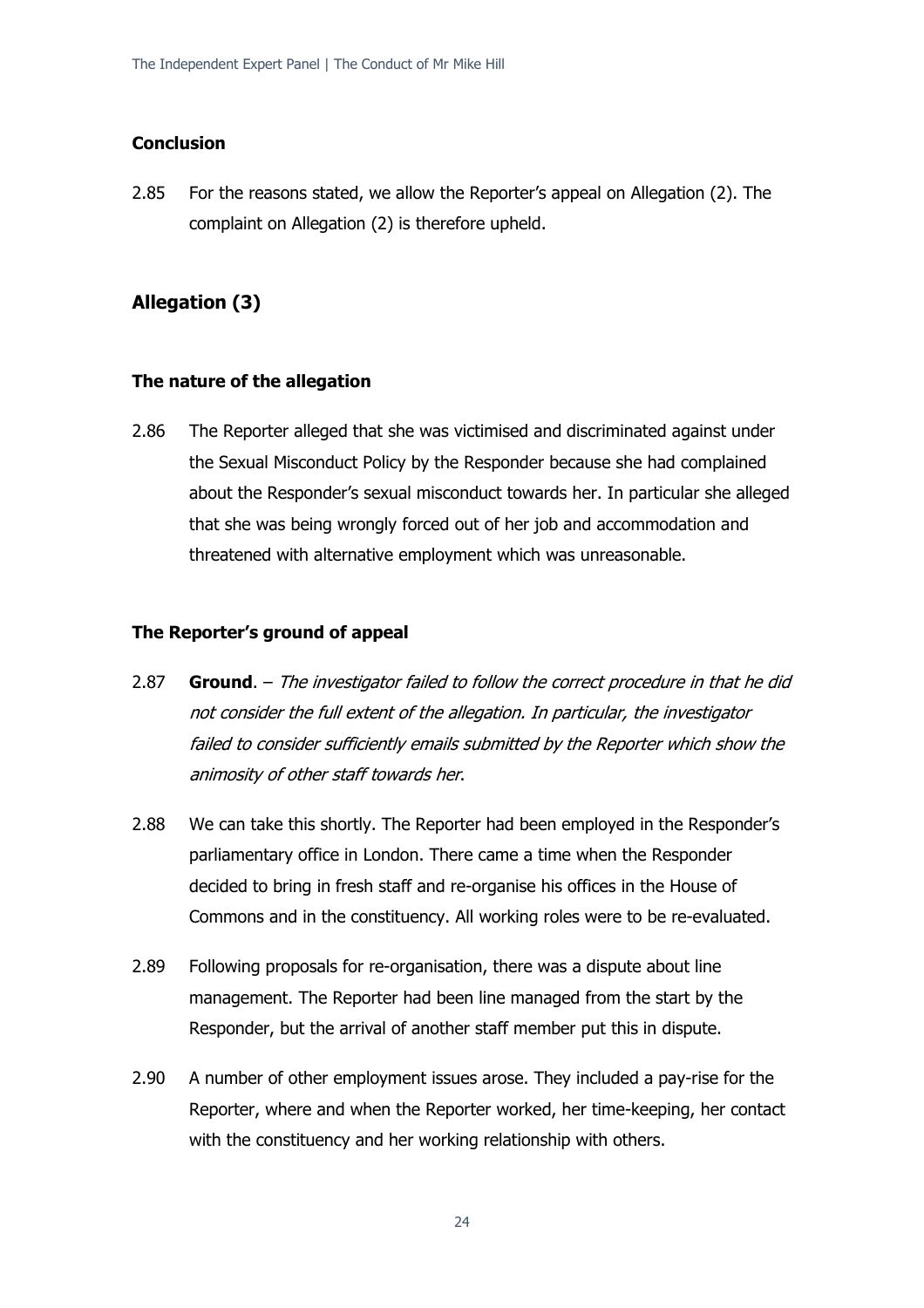### Conclusion

2.85 For the reasons stated, we allow the Reporter's appeal on Allegation (2). The complaint on Allegation (2) is therefore upheld.

## Allegation (3)

### The nature of the allegation

2.86 The Reporter alleged that she was victimised and discriminated against under the Sexual Misconduct Policy by the Responder because she had complained about the Responder's sexual misconduct towards her. In particular she alleged that she was being wrongly forced out of her job and accommodation and threatened with alternative employment which was unreasonable.

### The Reporter's ground of appeal

2.87 **Ground**. – *The investigator failed to follow the correct procedure in that he did not consider the full extent of the allegation. In particular, the investigator failed to consider sufficiently emails submitted by the Reporter which show the animosity of other staff towards her.*

2.88 We can take this shortly. The Reporter had been employed in the Responder's parliamentary office in London. There came a time when the Responder decided to bring in fresh staff and re-organise his offices in the House of Commons and in the constituency. All working roles were to be re-evaluated.

2.89 Following proposals for re-organisation, there was a dispute about line management. The Reporter had been line managed from the start by the Responder, but the arrival of another staff member put this in dispute.

2.90 A number of other employment issues arose. They included a pay-rise for the Reporter, where and when the Reporter worked, her time-keeping, her contact with the constituency and her working relationship with others.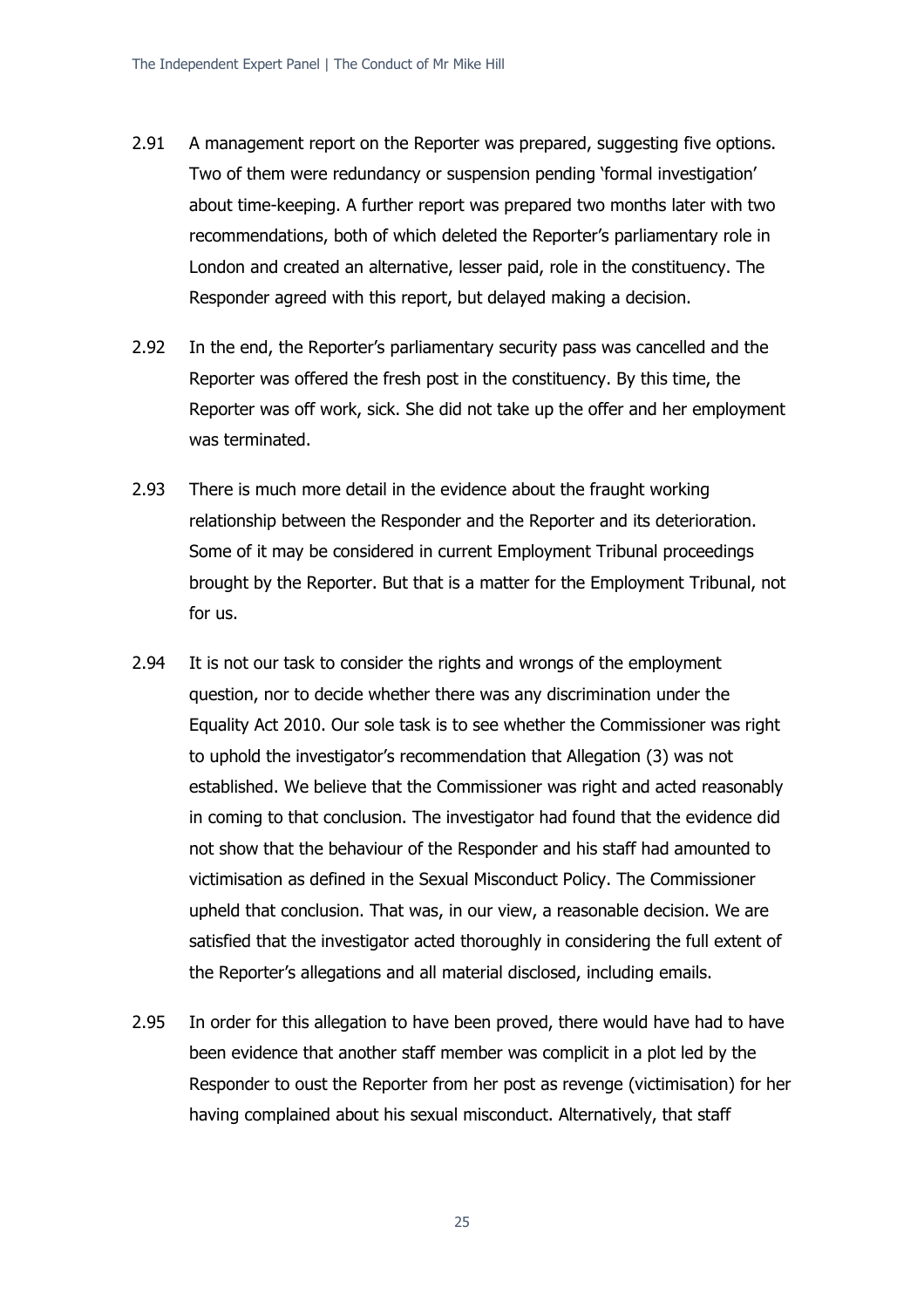2.91 A management report on the Reporter was prepared, suggesting five options. Two of them were redundancy or suspension pending 'formal investigation' about time-keeping. A further report was prepared two months later with two recommendations, both of which deleted the Reporter's parliamentary role in London and created an alternative, lesser paid, role in the constituency. The Responder agreed with this report, but delayed making a decision.

2.92 In the end, the Reporter's parliamentary security pass was cancelled and the Reporter was offered the fresh post in the constituency. By this time, the Reporter was off work, sick. She did not take up the offer and her employment was terminated.

2.93 There is much more detail in the evidence about the fraught working relationship between the Responder and the Reporter and its deterioration. Some of it may be considered in current Employment Tribunal proceedings brought by the Reporter. But that is a matter for the Employment Tribunal, not for us.

2.94 It is not our task to consider the rights and wrongs of the employment question, nor to decide whether there was any discrimination under the Equality Act 2010. Our sole task is to see whether the Commissioner was right to uphold the investigator's recommendation that Allegation (3) was not established. We believe that the Commissioner was right and acted reasonably in coming to that conclusion. The investigator had found that the evidence did not show that the behaviour of the Responder and his staff had amounted to victimisation as defined in the Sexual Misconduct Policy. The Commissioner upheld that conclusion. That was, in our view, a reasonable decision. We are satisfied that the investigator acted thoroughly in considering the full extent of the Reporter's allegations and all material disclosed, including emails.

2.95 In order for this allegation to have been proved, there would have had to have been evidence that another staff member was complicit in a plot led by the Responder to oust the Reporter from her post as revenge (victimisation) for her having complained about his sexual misconduct. Alternatively, that staff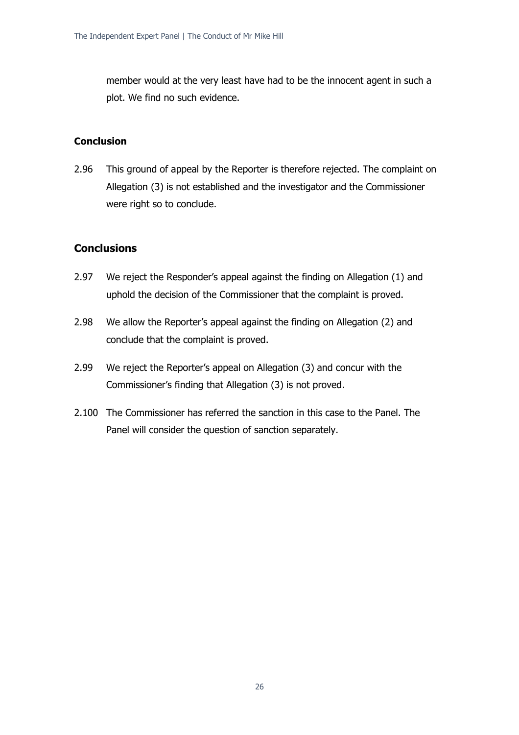member would at the very least have had to be the innocent agent in such a plot. We find no such evidence.

### Conclusion

2.96 This ground of appeal by the Reporter is therefore rejected. The complaint on Allegation (3) is not established and the investigator and the Commissioner were right so to conclude.

## Conclusions

2.97 We reject the Responder's appeal against the finding on Allegation (1) and uphold the decision of the Commissioner that the complaint is proved.

2.98 We allow the Reporter's appeal against the finding on Allegation (2) and conclude that the complaint is proved.

2.99 We reject the Reporter's appeal on Allegation (3) and concur with the Commissioner's finding that Allegation (3) is not proved.

2.100 The Commissioner has referred the sanction in this case to the Panel. The Panel will consider the question of sanction separately.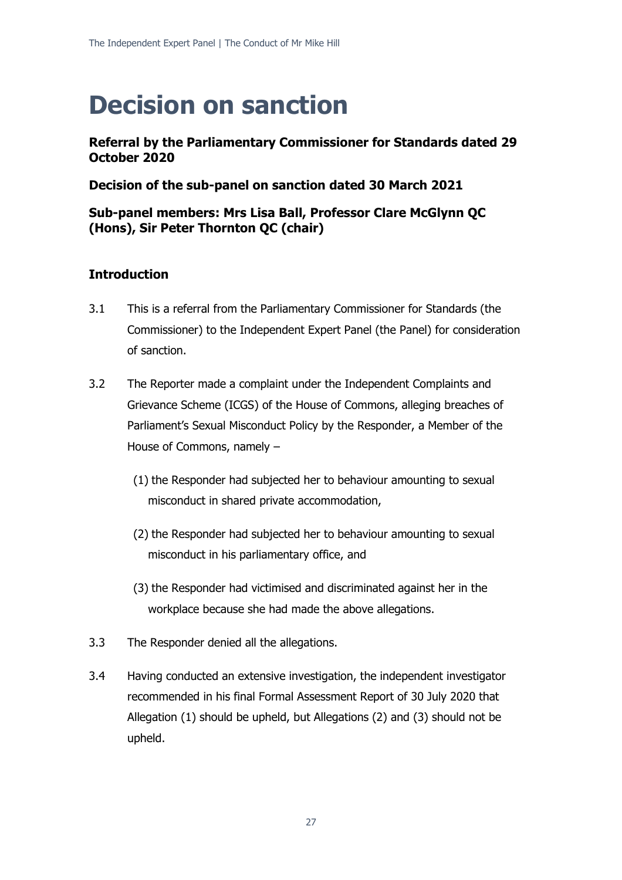# Decision on sanction

**Referral by the Parliamentary Commissioner for Standards dated 29 October 2020**

**Decision of the sub-panel on sanction dated 30 March 2021**

**Sub-panel members: Mrs Lisa Ball, Professor Clare McGlynn QC (Hons), Sir Peter Thornton QC (chair)**

### Introduction

3.1 This is a referral from the Parliamentary Commissioner for Standards (the Commissioner) to the Independent Expert Panel (the Panel) for consideration of sanction.

3.2 The Reporter made a complaint under the Independent Complaints and Grievance Scheme (ICGS) of the House of Commons, alleging breaches of Parliament's Sexual Misconduct Policy by the Responder, a Member of the House of Commons, namely –

(1) the Responder had subjected her to behaviour amounting to sexual misconduct in shared private accommodation,

(2) the Responder had subjected her to behaviour amounting to sexual misconduct in his parliamentary office, and

(3) the Responder had victimised and discriminated against her in the workplace because she had made the above allegations.

3.3 The Responder denied all the allegations.

3.4 Having conducted an extensive investigation, the independent investigator recommended in his final Formal Assessment Report of 30 July 2020 that Allegation (1) should be upheld, but Allegations (2) and (3) should not be upheld.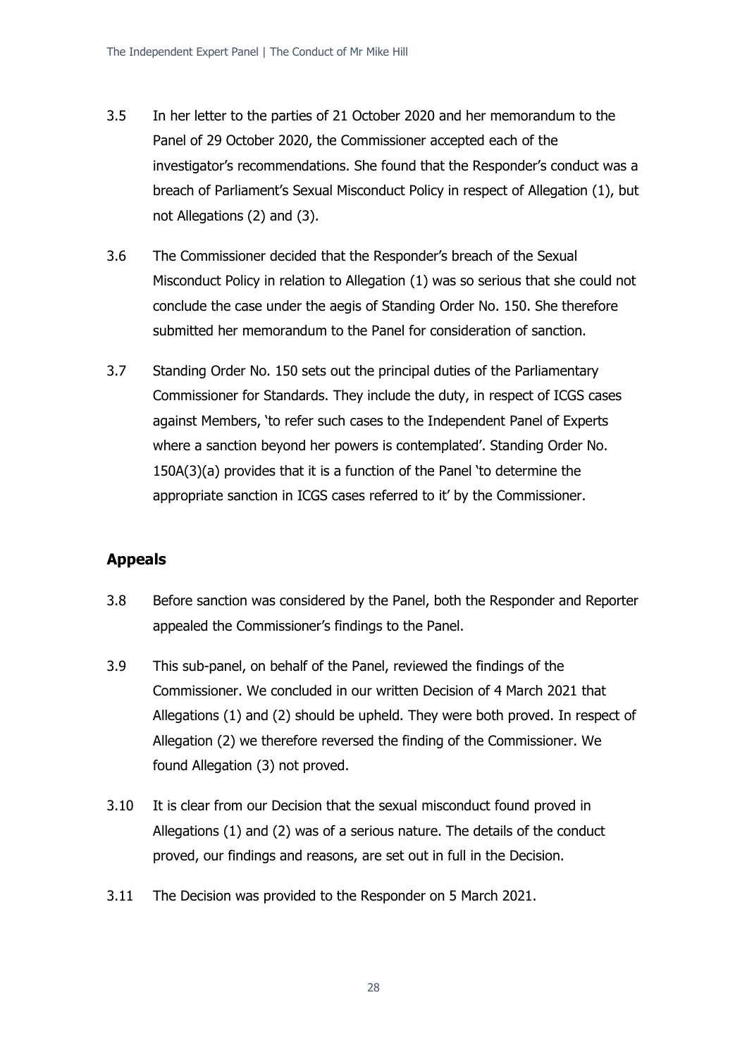3.5 In her letter to the parties of 21 October 2020 and her memorandum to the Panel of 29 October 2020, the Commissioner accepted each of the investigator's recommendations. She found that the Responder's conduct was a breach of Parliament's Sexual Misconduct Policy in respect of Allegation (1), but not Allegations (2) and (3).

3.6 The Commissioner decided that the Responder's breach of the Sexual Misconduct Policy in relation to Allegation (1) was so serious that she could not conclude the case under the aegis of Standing Order No. 150. She therefore submitted her memorandum to the Panel for consideration of sanction.

3.7 Standing Order No. 150 sets out the principal duties of the Parliamentary Commissioner for Standards. They include the duty, in respect of ICGS cases against Members, 'to refer such cases to the Independent Panel of Experts where a sanction beyond her powers is contemplated'. Standing Order No. 150A(3)(a) provides that it is a function of the Panel 'to determine the appropriate sanction in ICGS cases referred to it' by the Commissioner.

## Appeals

3.8 Before sanction was considered by the Panel, both the Responder and Reporter appealed the Commissioner's findings to the Panel.

3.9 This sub-panel, on behalf of the Panel, reviewed the findings of the Commissioner. We concluded in our written Decision of 4 March 2021 that Allegations (1) and (2) should be upheld. They were both proved. In respect of Allegation (2) we therefore reversed the finding of the Commissioner. We found Allegation (3) not proved.

3.10 It is clear from our Decision that the sexual misconduct found proved in Allegations (1) and (2) was of a serious nature. The details of the conduct proved, our findings and reasons, are set out in full in the Decision.

3.11 The Decision was provided to the Responder on 5 March 2021.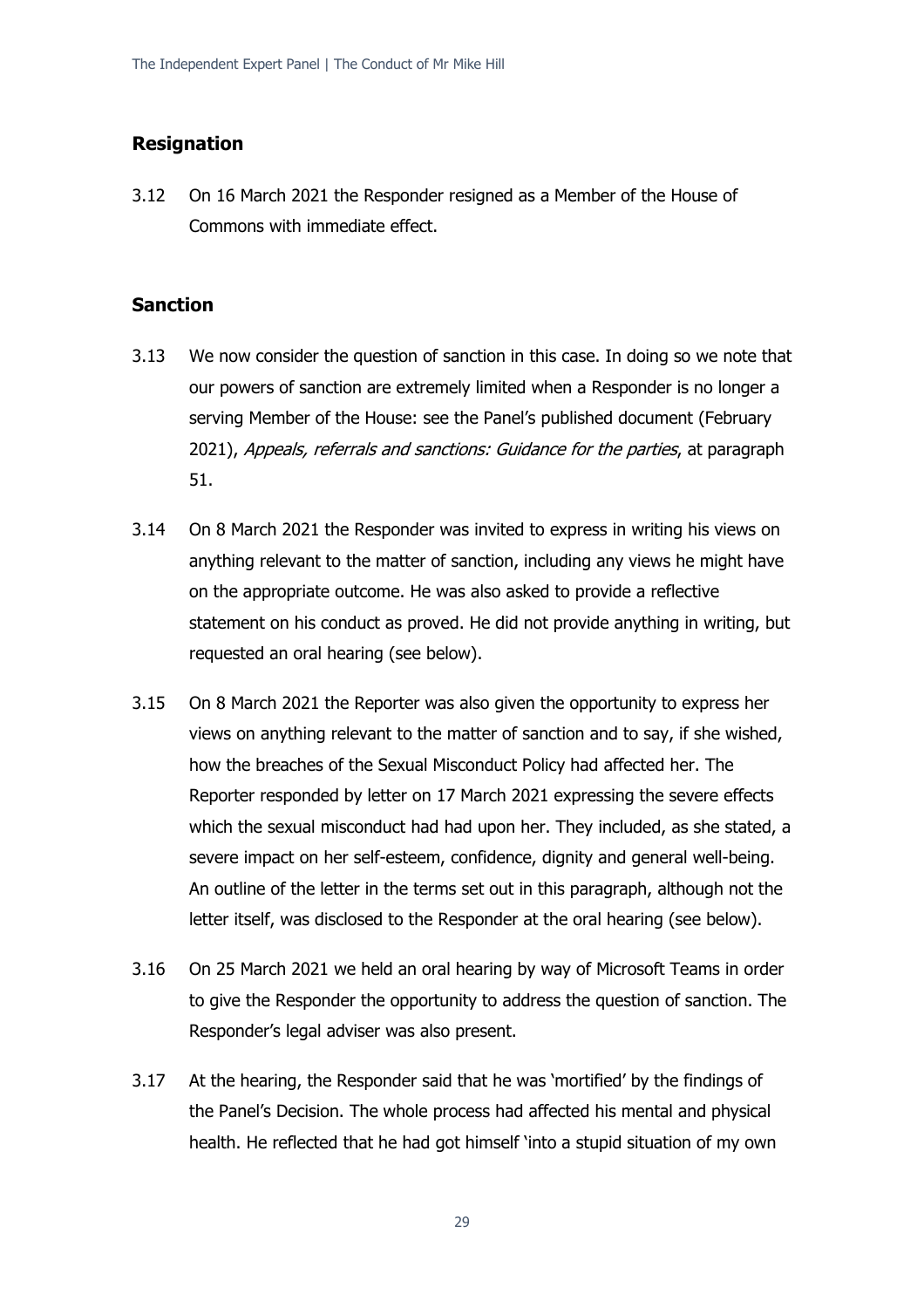## Resignation

3.12 On 16 March 2021 the Responder resigned as a Member of the House of Commons with immediate effect.

## Sanction

3.13 We now consider the question of sanction in this case. In doing so we note that our powers of sanction are extremely limited when a Responder is no longer a serving Member of the House: see the Panel's published document (February 2021), *Appeals, referrals and sanctions: Guidance for the parties*, at paragraph 51.

3.14 On 8 March 2021 the Responder was invited to express in writing his views on anything relevant to the matter of sanction, including any views he might have on the appropriate outcome. He was also asked to provide a reflective statement on his conduct as proved. He did not provide anything in writing, but requested an oral hearing (see below).

3.15 On 8 March 2021 the Reporter was also given the opportunity to express her views on anything relevant to the matter of sanction and to say, if she wished, how the breaches of the Sexual Misconduct Policy had affected her. The Reporter responded by letter on 17 March 2021 expressing the severe effects which the sexual misconduct had had upon her. They included, as she stated, a severe impact on her self-esteem, confidence, dignity and general well-being. An outline of the letter in the terms set out in this paragraph, although not the letter itself, was disclosed to the Responder at the oral hearing (see below).

3.16 On 25 March 2021 we held an oral hearing by way of Microsoft Teams in order to give the Responder the opportunity to address the question of sanction. The Responder's legal adviser was also present.

3.17 At the hearing, the Responder said that he was 'mortified' by the findings of the Panel's Decision. The whole process had affected his mental and physical health. He reflected that he had got himself 'into a stupid situation of my own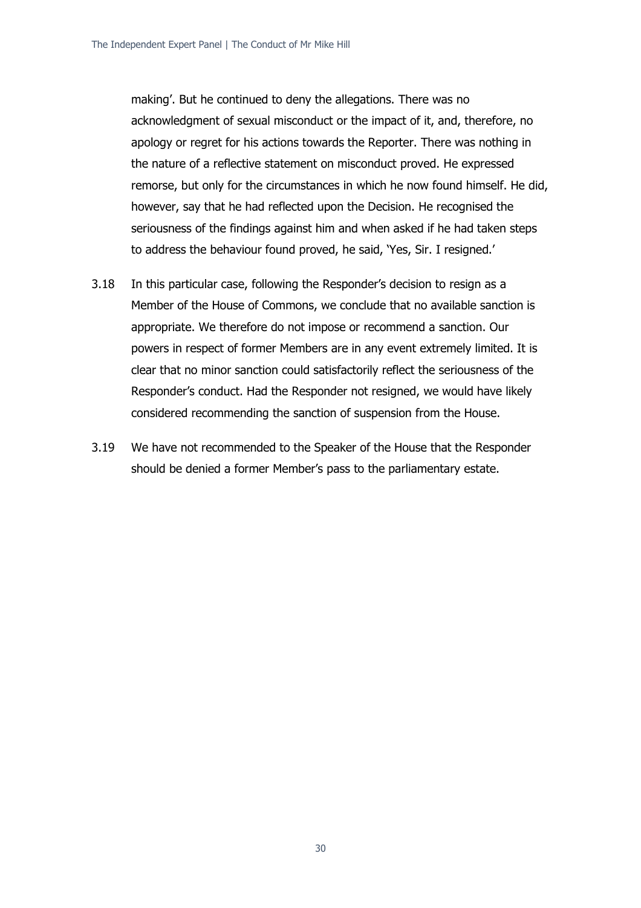making'. But he continued to deny the allegations. There was no acknowledgment of sexual misconduct or the impact of it, and, therefore, no apology or regret for his actions towards the Reporter. There was nothing in the nature of a reflective statement on misconduct proved. He expressed remorse, but only for the circumstances in which he now found himself. He did, however, say that he had reflected upon the Decision. He recognised the seriousness of the findings against him and when asked if he had taken steps to address the behaviour found proved, he said, 'Yes, Sir. I resigned.'

3.18 In this particular case, following the Responder's decision to resign as a Member of the House of Commons, we conclude that no available sanction is appropriate. We therefore do not impose or recommend a sanction. Our powers in respect of former Members are in any event extremely limited. It is clear that no minor sanction could satisfactorily reflect the seriousness of the Responder's conduct. Had the Responder not resigned, we would have likely considered recommending the sanction of suspension from the House.

3.19 We have not recommended to the Speaker of the House that the Responder should be denied a former Member's pass to the parliamentary estate.